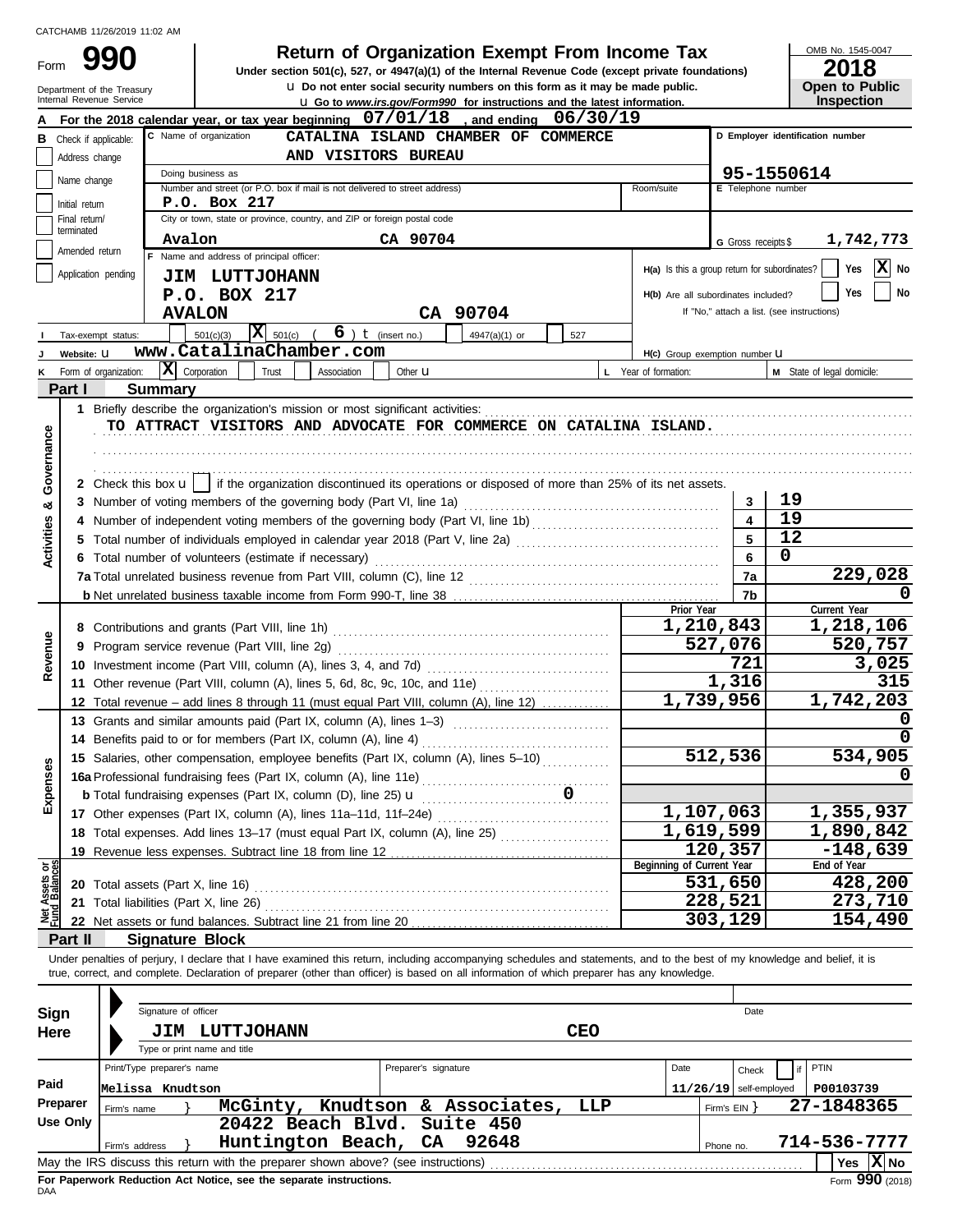CATCHAMB 11/26/2019 11:02 AM

# Form 990 — Return of Organization Exempt From Income Tax

**Under section 501(c), 527, or 4947(a)(1) of the Internal Revenue Code (except private foundations)**

u Do not enter social security numbers on this form as it may be made public.

u Go to *www.irs.gov/Form990* for instructions and the latest information.

Department of the Treasury
Internal Revenue Service

OMB No. 1545-0047

**2018**

**Open to Public Inspection**

**A** For the 2018 calendar year, or tax year beginning 07/01/18 , and ending 06/30/19

**B** Check if applicable: Address change / Name change / Initial return / Final return/terminated / Amended return / Application pending

**C** Name of organization: CATALINA ISLAND CHAMBER OF COMMERCE AND VISITORS BUREAU

Doing business as

Number and street (or P.O. box if mail is not delivered to street address): P.O. Box 217 — Room/suite

City or town, state or province, country, and ZIP or foreign postal code: Avalon CA 90704

**D** Employer identification number: 95-1550614

**E** Telephone number

**G** Gross receipts $ 1,742,773

**F** Name and address of principal officer: JIM LUTTJOHANN, P.O. BOX 217, AVALON CA 90704

H(a) Is this a group return for subordinates? Yes [ ] No [X]

H(b) Are all subordinates included? Yes [ ] No [ ]
If "No," attach a list. (see instructions)

**I** Tax-exempt status: [ ] 501(c)(3) [X] 501(c) ( 6 ) t (insert no.) [ ] 4947(a)(1) or [ ] 527

**J** Website: u www.CatalinaChamber.com

H(c) Group exemption number u

**K** Form of organization: [X] Corporation [ ] Trust [ ] Association [ ] Other u

**L** Year of formation:

**M** State of legal domicile:

## Part I Summary

**Activities & Governance**

1 Briefly describe the organization's mission or most significant activities:
TO ATTRACT VISITORS AND ADVOCATE FOR COMMERCE ON CATALINA ISLAND.

2 Check this box u [ ] if the organization discontinued its operations or disposed of more than 25% of its net assets.

| | | Line | Value |
|---|---|---|---|
| 3 | Number of voting members of the governing body (Part VI, line 1a) | 3 | 19 |
| 4 | Number of independent voting members of the governing body (Part VI, line 1b) | 4 | 19 |
| 5 | Total number of individuals employed in calendar year 2018 (Part V, line 2a) | 5 | 12 |
| 6 | Total number of volunteers (estimate if necessary) | 6 | 0 |
| 7a | Total unrelated business revenue from Part VIII, column (C), line 12 | 7a | 229,028 |
| b | Net unrelated business taxable income from Form 990-T, line 38 | 7b | 0 |

| | | Prior Year | Current Year |
|---|---|---|---|
| **Revenue** | | | |
| 8 | Contributions and grants (Part VIII, line 1h) | 1,210,843 | 1,218,106 |
| 9 | Program service revenue (Part VIII, line 2g) | 527,076 | 520,757 |
| 10 | Investment income (Part VIII, column (A), lines 3, 4, and 7d) | 721 | 3,025 |
| 11 | Other revenue (Part VIII, column (A), lines 5, 6d, 8c, 9c, 10c, and 11e) | 1,316 | 315 |
| 12 | Total revenue – add lines 8 through 11 (must equal Part VIII, column (A), line 12) | 1,739,956 | 1,742,203 |
| **Expenses** | | | |
| 13 | Grants and similar amounts paid (Part IX, column (A), lines 1–3) | | 0 |
| 14 | Benefits paid to or for members (Part IX, column (A), line 4) | | 0 |
| 15 | Salaries, other compensation, employee benefits (Part IX, column (A), lines 5–10) | 512,536 | 534,905 |
| 16a | Professional fundraising fees (Part IX, column (A), line 11e) | | 0 |
| b | Total fundraising expenses (Part IX, column (D), line 25) u 0 | | |
| 17 | Other expenses (Part IX, column (A), lines 11a–11d, 11f–24e) | 1,107,063 | 1,355,937 |
| 18 | Total expenses. Add lines 13–17 (must equal Part IX, column (A), line 25) | 1,619,599 | 1,890,842 |
| 19 | Revenue less expenses. Subtract line 18 from line 12 | 120,357 | -148,639 |

| **Net Assets or Fund Balances** | | Beginning of Current Year | End of Year |
|---|---|---|---|
| 20 | Total assets (Part X, line 16) | 531,650 | 428,200 |
| 21 | Total liabilities (Part X, line 26) | 228,521 | 273,710 |
| 22 | Net assets or fund balances. Subtract line 21 from line 20 | 303,129 | 154,490 |

## Part II Signature Block

Under penalties of perjury, I declare that I have examined this return, including accompanying schedules and statements, and to the best of my knowledge and belief, it is true, correct, and complete. Declaration of preparer (other than officer) is based on all information of which preparer has any knowledge.

**Sign Here**

Signature of officer — Date

JIM LUTTJOHANN CEO
Type or print name and title

**Paid Preparer Use Only**

| Print/Type preparer's name | Preparer's signature | Date | Check if self-employed | PTIN |
|---|---|---|---|---|
| Melissa Knudtson | | 11/26/19 | | P00103739 |

Firm's name } McGinty, Knudtson & Associates, LLP — Firm's EIN } 27-1848365

Firm's address } 20422 Beach Blvd. Suite 450, Huntington Beach, CA 92648 — Phone no. 714-536-7777

May the IRS discuss this return with the preparer shown above? (see instructions) Yes [ ] No [X]

**For Paperwork Reduction Act Notice, see the separate instructions.**

DAA

Form **990** (2018)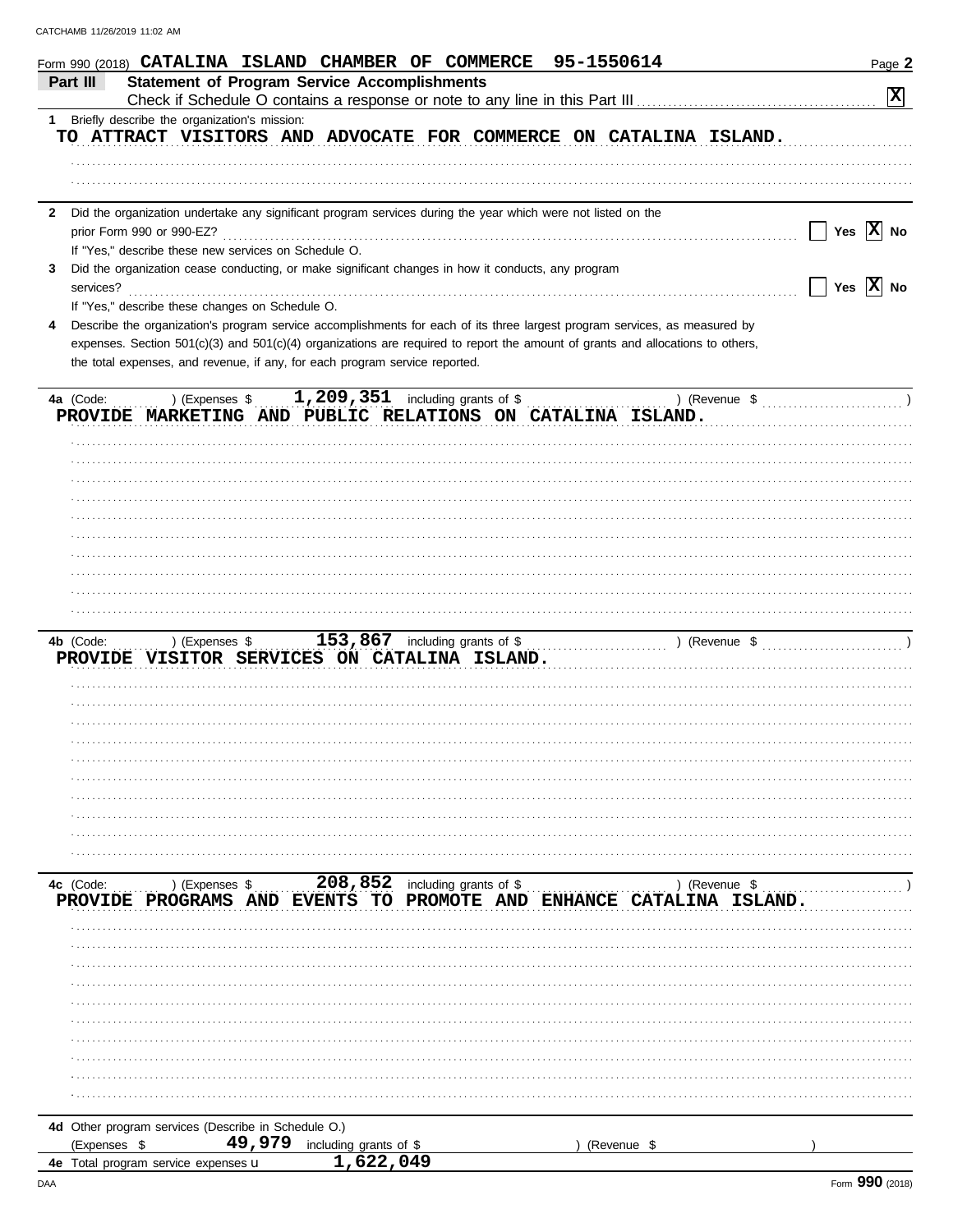Form 990 (2018) CATALINA ISLAND CHAMBER OF COMMERCE 95-1550614

## Part III Statement of Program Service Accomplishments

Check if Schedule O contains a response or note to any line in this Part III [X]

1 Briefly describe the organization's mission:

TO ATTRACT VISITORS AND ADVOCATE FOR COMMERCE ON CATALINA ISLAND.

2 Did the organization undertake any significant program services during the year which were not listed on the prior Form 990 or 990-EZ? [ ] Yes [X] No

If "Yes," describe these new services on Schedule O.

3 Did the organization cease conducting, or make significant changes in how it conducts, any program services? [ ] Yes [X] No

If "Yes," describe these changes on Schedule O.

4 Describe the organization's program service accomplishments for each of its three largest program services, as measured by expenses. Section 501(c)(3) and 501(c)(4) organizations are required to report the amount of grants and allocations to others, the total expenses, and revenue, if any, for each program service reported.

4a (Code: ) (Expenses $ 1,209,351 including grants of $ ) (Revenue $ )

PROVIDE MARKETING AND PUBLIC RELATIONS ON CATALINA ISLAND.

4b (Code: ) (Expenses $ 153,867 including grants of $ ) (Revenue $ )

PROVIDE VISITOR SERVICES ON CATALINA ISLAND.

4c (Code: ) (Expenses $ 208,852 including grants of $ ) (Revenue $ )

PROVIDE PROGRAMS AND EVENTS TO PROMOTE AND ENHANCE CATALINA ISLAND.

4d Other program services (Describe in Schedule O.)

(Expenses $ 49,979 including grants of $ ) (Revenue $ )

4e Total program service expenses 1,622,049

Form 990 (2018)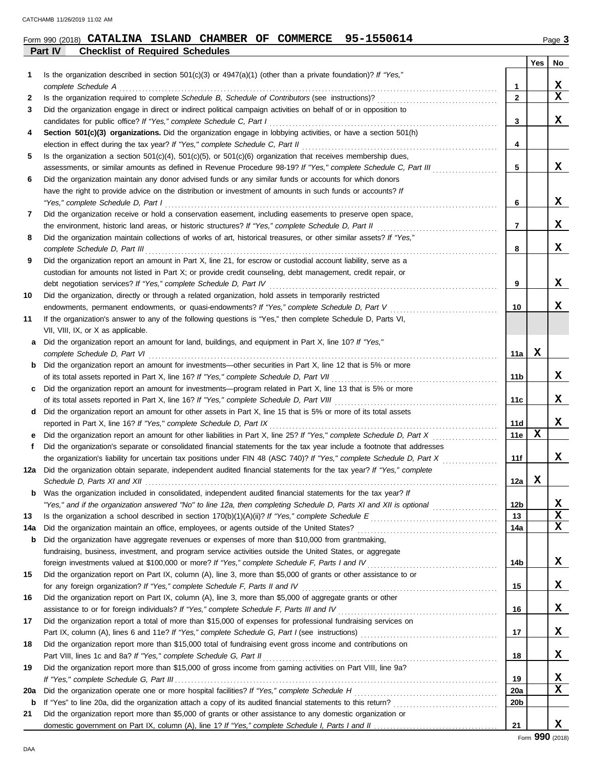Form 990 (2018) **CATALINA ISLAND CHAMBER OF COMMERCE 95-1550614**

## Part IV Checklist of Required Schedules

| | | | Yes | No |
|---|---|---|---|---|
| **1** | Is the organization described in section 501(c)(3) or 4947(a)(1) (other than a private foundation)? *If "Yes," complete Schedule A* | **1** | | **X** |
| **2** | Is the organization required to complete *Schedule B, Schedule of Contributors* (see instructions)? | **2** | | **X** |
| **3** | Did the organization engage in direct or indirect political campaign activities on behalf of or in opposition to candidates for public office? *If "Yes," complete Schedule C, Part I* | **3** | | **X** |
| **4** | **Section 501(c)(3) organizations.** Did the organization engage in lobbying activities, or have a section 501(h) election in effect during the tax year? *If "Yes," complete Schedule C, Part II* | **4** | | |
| **5** | Is the organization a section 501(c)(4), 501(c)(5), or 501(c)(6) organization that receives membership dues, assessments, or similar amounts as defined in Revenue Procedure 98-19? *If "Yes," complete Schedule C, Part III* | **5** | | **X** |
| **6** | Did the organization maintain any donor advised funds or any similar funds or accounts for which donors have the right to provide advice on the distribution or investment of amounts in such funds or accounts? *If "Yes," complete Schedule D, Part I* | **6** | | **X** |
| **7** | Did the organization receive or hold a conservation easement, including easements to preserve open space, the environment, historic land areas, or historic structures? *If "Yes," complete Schedule D, Part II* | **7** | | **X** |
| **8** | Did the organization maintain collections of works of art, historical treasures, or other similar assets? *If "Yes," complete Schedule D, Part III* | **8** | | **X** |
| **9** | Did the organization report an amount in Part X, line 21, for escrow or custodial account liability, serve as a custodian for amounts not listed in Part X; or provide credit counseling, debt management, credit repair, or debt negotiation services? *If "Yes," complete Schedule D, Part IV* | **9** | | **X** |
| **10** | Did the organization, directly or through a related organization, hold assets in temporarily restricted endowments, permanent endowments, or quasi-endowments? *If "Yes," complete Schedule D, Part V* | **10** | | **X** |
| **11** | If the organization's answer to any of the following questions is "Yes," then complete Schedule D, Parts VI, VII, VIII, IX, or X as applicable. | | | |
| **a** | Did the organization report an amount for land, buildings, and equipment in Part X, line 10? *If "Yes," complete Schedule D, Part VI* | **11a** | **X** | |
| **b** | Did the organization report an amount for investments—other securities in Part X, line 12 that is 5% or more of its total assets reported in Part X, line 16? *If "Yes," complete Schedule D, Part VII* | **11b** | | **X** |
| **c** | Did the organization report an amount for investments—program related in Part X, line 13 that is 5% or more of its total assets reported in Part X, line 16? *If "Yes," complete Schedule D, Part VIII* | **11c** | | **X** |
| **d** | Did the organization report an amount for other assets in Part X, line 15 that is 5% or more of its total assets reported in Part X, line 16? *If "Yes," complete Schedule D, Part IX* | **11d** | | **X** |
| **e** | Did the organization report an amount for other liabilities in Part X, line 25? *If "Yes," complete Schedule D, Part X* | **11e** | **X** | |
| **f** | Did the organization's separate or consolidated financial statements for the tax year include a footnote that addresses the organization's liability for uncertain tax positions under FIN 48 (ASC 740)? *If "Yes," complete Schedule D, Part X* | **11f** | | **X** |
| **12a** | Did the organization obtain separate, independent audited financial statements for the tax year? *If "Yes," complete Schedule D, Parts XI and XII* | **12a** | **X** | |
| **b** | Was the organization included in consolidated, independent audited financial statements for the tax year? *If "Yes," and if the organization answered "No" to line 12a, then completing Schedule D, Parts XI and XII is optional* | **12b** | | **X** |
| **13** | Is the organization a school described in section 170(b)(1)(A)(ii)? *If "Yes," complete Schedule E* | **13** | | **X** |
| **14a** | Did the organization maintain an office, employees, or agents outside of the United States? | **14a** | | **X** |
| **b** | Did the organization have aggregate revenues or expenses of more than $10,000 from grantmaking, fundraising, business, investment, and program service activities outside the United States, or aggregate foreign investments valued at $100,000 or more? *If "Yes," complete Schedule F, Parts I and IV* | **14b** | | **X** |
| **15** | Did the organization report on Part IX, column (A), line 3, more than $5,000 of grants or other assistance to or for any foreign organization? *If "Yes," complete Schedule F, Parts II and IV* | **15** | | **X** |
| **16** | Did the organization report on Part IX, column (A), line 3, more than $5,000 of aggregate grants or other assistance to or for foreign individuals? *If "Yes," complete Schedule F, Parts III and IV* | **16** | | **X** |
| **17** | Did the organization report a total of more than $15,000 of expenses for professional fundraising services on Part IX, column (A), lines 6 and 11e? *If "Yes," complete Schedule G, Part I* (see instructions) | **17** | | **X** |
| **18** | Did the organization report more than $15,000 total of fundraising event gross income and contributions on Part VIII, lines 1c and 8a? *If "Yes," complete Schedule G, Part II* | **18** | | **X** |
| **19** | Did the organization report more than $15,000 of gross income from gaming activities on Part VIII, line 9a? *If "Yes," complete Schedule G, Part III* | **19** | | **X** |
| **20a** | Did the organization operate one or more hospital facilities? *If "Yes," complete Schedule H* | **20a** | | **X** |
| **b** | If "Yes" to line 20a, did the organization attach a copy of its audited financial statements to this return? | **20b** | | |
| **21** | Did the organization report more than $5,000 of grants or other assistance to any domestic organization or domestic government on Part IX, column (A), line 1? *If "Yes," complete Schedule I, Parts I and II* | **21** | | **X** |

Form **990** (2018)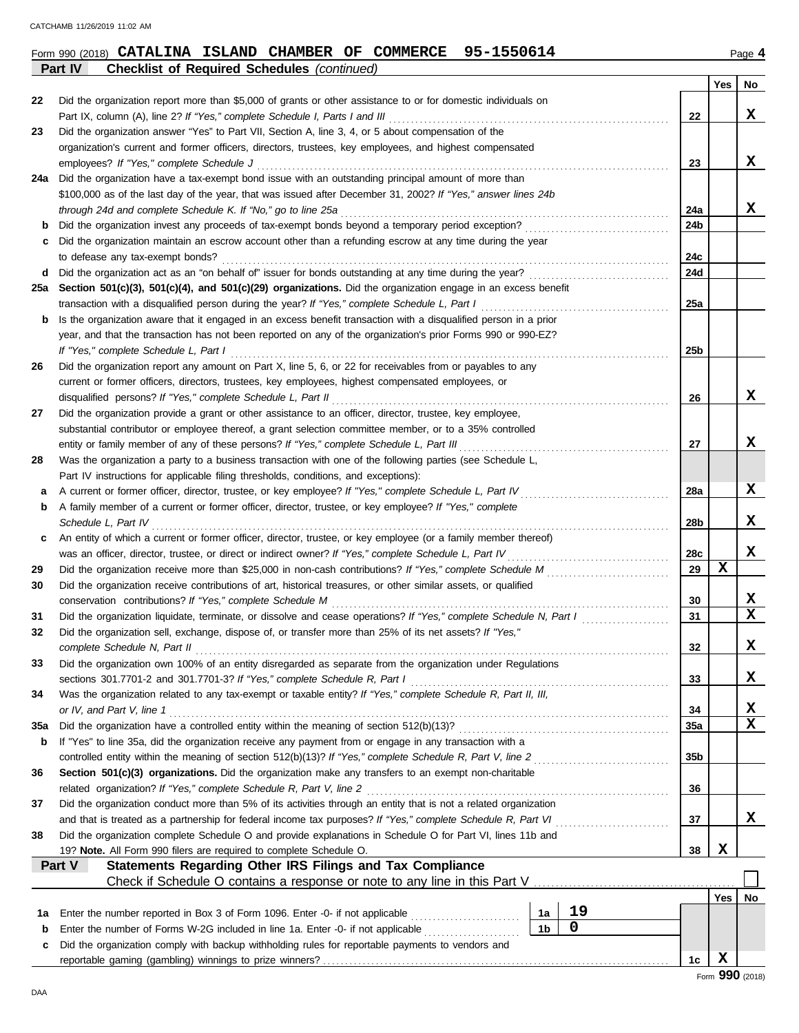Form 990 (2018) **CATALINA ISLAND CHAMBER OF COMMERCE 95-1550614** Page **4**

**Part IV Checklist of Required Schedules** *(continued)*

| | | | Yes | No |
|---|---|---|---|---|
| 22 | Did the organization report more than $5,000 of grants or other assistance to or for domestic individuals on Part IX, column (A), line 2? *If "Yes," complete Schedule I, Parts I and III* | 22 | | X |
| 23 | Did the organization answer "Yes" to Part VII, Section A, line 3, 4, or 5 about compensation of the organization's current and former officers, directors, trustees, key employees, and highest compensated employees? *If "Yes," complete Schedule J* | 23 | | X |
| 24a | Did the organization have a tax-exempt bond issue with an outstanding principal amount of more than $100,000 as of the last day of the year, that was issued after December 31, 2002? *If "Yes," answer lines 24b through 24d and complete Schedule K. If "No," go to line 25a* | 24a | | X |
| b | Did the organization invest any proceeds of tax-exempt bonds beyond a temporary period exception? | 24b | | |
| c | Did the organization maintain an escrow account other than a refunding escrow at any time during the year to defease any tax-exempt bonds? | 24c | | |
| d | Did the organization act as an "on behalf of" issuer for bonds outstanding at any time during the year? | 24d | | |
| 25a | **Section 501(c)(3), 501(c)(4), and 501(c)(29) organizations.** Did the organization engage in an excess benefit transaction with a disqualified person during the year? *If "Yes," complete Schedule L, Part I* | 25a | | |
| b | Is the organization aware that it engaged in an excess benefit transaction with a disqualified person in a prior year, and that the transaction has not been reported on any of the organization's prior Forms 990 or 990-EZ? *If "Yes," complete Schedule L, Part I* | 25b | | |
| 26 | Did the organization report any amount on Part X, line 5, 6, or 22 for receivables from or payables to any current or former officers, directors, trustees, key employees, highest compensated employees, or disqualified persons? *If "Yes," complete Schedule L, Part II* | 26 | | X |
| 27 | Did the organization provide a grant or other assistance to an officer, director, trustee, key employee, substantial contributor or employee thereof, a grant selection committee member, or to a 35% controlled entity or family member of any of these persons? *If "Yes," complete Schedule L, Part III* | 27 | | X |
| 28 | Was the organization a party to a business transaction with one of the following parties (see Schedule L, Part IV instructions for applicable filing thresholds, conditions, and exceptions): | | | |
| a | A current or former officer, director, trustee, or key employee? *If "Yes," complete Schedule L, Part IV* | 28a | | X |
| b | A family member of a current or former officer, director, trustee, or key employee? *If "Yes," complete Schedule L, Part IV* | 28b | | X |
| c | An entity of which a current or former officer, director, trustee, or key employee (or a family member thereof) was an officer, director, trustee, or direct or indirect owner? *If "Yes," complete Schedule L, Part IV* | 28c | | X |
| 29 | Did the organization receive more than $25,000 in non-cash contributions? *If "Yes," complete Schedule M* | 29 | X | |
| 30 | Did the organization receive contributions of art, historical treasures, or other similar assets, or qualified conservation contributions? *If "Yes," complete Schedule M* | 30 | | X |
| 31 | Did the organization liquidate, terminate, or dissolve and cease operations? *If "Yes," complete Schedule N, Part I* | 31 | | X |
| 32 | Did the organization sell, exchange, dispose of, or transfer more than 25% of its net assets? *If "Yes," complete Schedule N, Part II* | 32 | | X |
| 33 | Did the organization own 100% of an entity disregarded as separate from the organization under Regulations sections 301.7701-2 and 301.7701-3? *If "Yes," complete Schedule R, Part I* | 33 | | X |
| 34 | Was the organization related to any tax-exempt or taxable entity? *If "Yes," complete Schedule R, Part II, III, or IV, and Part V, line 1* | 34 | | X |
| 35a | Did the organization have a controlled entity within the meaning of section 512(b)(13)? | 35a | | X |
| b | If "Yes" to line 35a, did the organization receive any payment from or engage in any transaction with a controlled entity within the meaning of section 512(b)(13)? *If "Yes," complete Schedule R, Part V, line 2* | 35b | | |
| 36 | **Section 501(c)(3) organizations.** Did the organization make any transfers to an exempt non-charitable related organization? *If "Yes," complete Schedule R, Part V, line 2* | 36 | | |
| 37 | Did the organization conduct more than 5% of its activities through an entity that is not a related organization and that is treated as a partnership for federal income tax purposes? *If "Yes," complete Schedule R, Part VI* | 37 | | X |
| 38 | Did the organization complete Schedule O and provide explanations in Schedule O for Part VI, lines 11b and 19? **Note.** All Form 990 filers are required to complete Schedule O. | 38 | X | |

**Part V Statements Regarding Other IRS Filings and Tax Compliance**

Check if Schedule O contains a response or note to any line in this Part V ☐

| | | | | | Yes | No |
|---|---|---|---|---|---|---|
| 1a | Enter the number reported in Box 3 of Form 1096. Enter -0- if not applicable | 1a | 19 | | | |
| b | Enter the number of Forms W-2G included in line 1a. Enter -0- if not applicable | 1b | 0 | | | |
| c | Did the organization comply with backup withholding rules for reportable payments to vendors and reportable gaming (gambling) winnings to prize winners? | | | 1c | X | |

Form **990** (2018)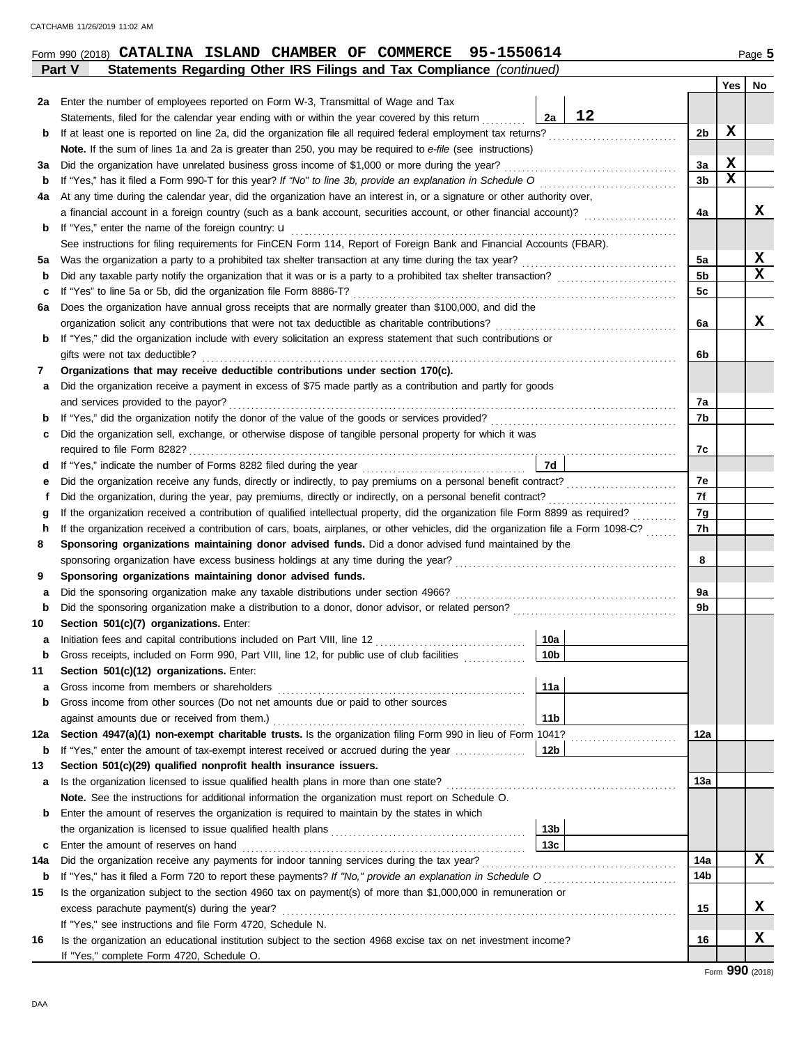Form 990 (2018) **CATALINA ISLAND CHAMBER OF COMMERCE 95-1550614**

**Part V Statements Regarding Other IRS Filings and Tax Compliance** *(continued)*

| | | | | Yes | No |
|---|---|---|---|---|---|
| **2a** | Enter the number of employees reported on Form W-3, Transmittal of Wage and Tax Statements, filed for the calendar year ending with or within the year covered by this return | 2a | 12 | | |
| **b** | If at least one is reported on line 2a, did the organization file all required federal employment tax returns? | | 2b | X | |
| | **Note.** If the sum of lines 1a and 2a is greater than 250, you may be required to *e-file* (see instructions) | | | | |
| **3a** | Did the organization have unrelated business gross income of $1,000 or more during the year? | | 3a | X | |
| **b** | If "Yes," has it filed a Form 990-T for this year? *If "No" to line 3b, provide an explanation in Schedule O* | | 3b | X | |
| **4a** | At any time during the calendar year, did the organization have an interest in, or a signature or other authority over, a financial account in a foreign country (such as a bank account, securities account, or other financial account)? | | 4a | | X |
| **b** | If "Yes," enter the name of the foreign country: u | | | | |
| | See instructions for filing requirements for FinCEN Form 114, Report of Foreign Bank and Financial Accounts (FBAR). | | | | |
| **5a** | Was the organization a party to a prohibited tax shelter transaction at any time during the tax year? | | 5a | | X |
| **b** | Did any taxable party notify the organization that it was or is a party to a prohibited tax shelter transaction? | | 5b | | X |
| **c** | If "Yes" to line 5a or 5b, did the organization file Form 8886-T? | | 5c | | |
| **6a** | Does the organization have annual gross receipts that are normally greater than $100,000, and did the organization solicit any contributions that were not tax deductible as charitable contributions? | | 6a | | X |
| **b** | If "Yes," did the organization include with every solicitation an express statement that such contributions or gifts were not tax deductible? | | 6b | | |
| **7** | **Organizations that may receive deductible contributions under section 170(c).** | | | | |
| **a** | Did the organization receive a payment in excess of $75 made partly as a contribution and partly for goods and services provided to the payor? | | 7a | | |
| **b** | If "Yes," did the organization notify the donor of the value of the goods or services provided? | | 7b | | |
| **c** | Did the organization sell, exchange, or otherwise dispose of tangible personal property for which it was required to file Form 8282? | | 7c | | |
| **d** | If "Yes," indicate the number of Forms 8282 filed during the year | 7d | | | |
| **e** | Did the organization receive any funds, directly or indirectly, to pay premiums on a personal benefit contract? | | 7e | | |
| **f** | Did the organization, during the year, pay premiums, directly or indirectly, on a personal benefit contract? | | 7f | | |
| **g** | If the organization received a contribution of qualified intellectual property, did the organization file Form 8899 as required? | | 7g | | |
| **h** | If the organization received a contribution of cars, boats, airplanes, or other vehicles, did the organization file a Form 1098-C? | | 7h | | |
| **8** | **Sponsoring organizations maintaining donor advised funds.** Did a donor advised fund maintained by the sponsoring organization have excess business holdings at any time during the year? | | 8 | | |
| **9** | **Sponsoring organizations maintaining donor advised funds.** | | | | |
| **a** | Did the sponsoring organization make any taxable distributions under section 4966? | | 9a | | |
| **b** | Did the sponsoring organization make a distribution to a donor, donor advisor, or related person? | | 9b | | |
| **10** | **Section 501(c)(7) organizations.** Enter: | | | | |
| **a** | Initiation fees and capital contributions included on Part VIII, line 12 | 10a | | | |
| **b** | Gross receipts, included on Form 990, Part VIII, line 12, for public use of club facilities | 10b | | | |
| **11** | **Section 501(c)(12) organizations.** Enter: | | | | |
| **a** | Gross income from members or shareholders | 11a | | | |
| **b** | Gross income from other sources (Do not net amounts due or paid to other sources against amounts due or received from them.) | 11b | | | |
| **12a** | **Section 4947(a)(1) non-exempt charitable trusts.** Is the organization filing Form 990 in lieu of Form 1041? | | 12a | | |
| **b** | If "Yes," enter the amount of tax-exempt interest received or accrued during the year | 12b | | | |
| **13** | **Section 501(c)(29) qualified nonprofit health insurance issuers.** | | | | |
| **a** | Is the organization licensed to issue qualified health plans in more than one state? | | 13a | | |
| | **Note.** See the instructions for additional information the organization must report on Schedule O. | | | | |
| **b** | Enter the amount of reserves the organization is required to maintain by the states in which the organization is licensed to issue qualified health plans | 13b | | | |
| **c** | Enter the amount of reserves on hand | 13c | | | |
| **14a** | Did the organization receive any payments for indoor tanning services during the tax year? | | 14a | | X |
| **b** | If "Yes," has it filed a Form 720 to report these payments? *If "No," provide an explanation in Schedule O* | | 14b | | |
| **15** | Is the organization subject to the section 4960 tax on payment(s) of more than $1,000,000 in remuneration or excess parachute payment(s) during the year? | | 15 | | X |
| | If "Yes," see instructions and file Form 4720, Schedule N. | | | | |
| **16** | Is the organization an educational institution subject to the section 4968 excise tax on net investment income? | | 16 | | X |
| | If "Yes," complete Form 4720, Schedule O. | | | | |

Form **990** (2018)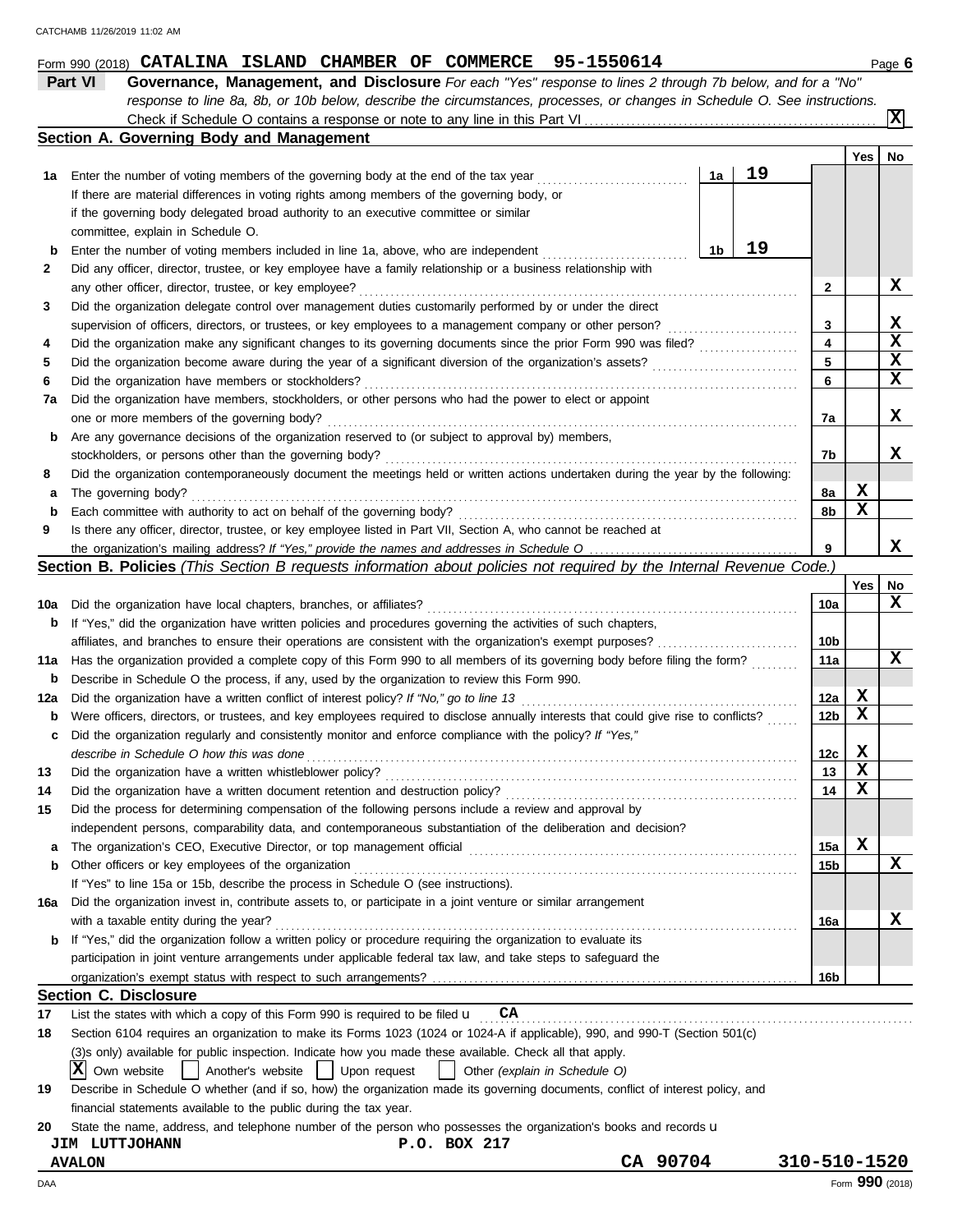Form 990 (2018) **CATALINA ISLAND CHAMBER OF COMMERCE 95-1550614** Page 6

## Part VI Governance, Management, and Disclosure

*For each "Yes" response to lines 2 through 7b below, and for a "No" response to line 8a, 8b, or 10b below, describe the circumstances, processes, or changes in Schedule O. See instructions.*

Check if Schedule O contains a response or note to any line in this Part VI .......... **X**

### Section A. Governing Body and Management

| | | | | Yes | No |
|---|---|---|---|---|---|
| 1a | Enter the number of voting members of the governing body at the end of the tax year. If there are material differences in voting rights among members of the governing body, or if the governing body delegated broad authority to an executive committee or similar committee, explain in Schedule O. | 1a: 19 | | | |
| b | Enter the number of voting members included in line 1a, above, who are independent | 1b: 19 | | | |
| 2 | Did any officer, director, trustee, or key employee have a family relationship or a business relationship with any other officer, director, trustee, or key employee? | | 2 | | X |
| 3 | Did the organization delegate control over management duties customarily performed by or under the direct supervision of officers, directors, or trustees, or key employees to a management company or other person? | | 3 | | X |
| 4 | Did the organization make any significant changes to its governing documents since the prior Form 990 was filed? | | 4 | | X |
| 5 | Did the organization become aware during the year of a significant diversion of the organization's assets? | | 5 | | X |
| 6 | Did the organization have members or stockholders? | | 6 | | X |
| 7a | Did the organization have members, stockholders, or other persons who had the power to elect or appoint one or more members of the governing body? | | 7a | | X |
| b | Are any governance decisions of the organization reserved to (or subject to approval by) members, stockholders, or persons other than the governing body? | | 7b | | X |
| 8 | Did the organization contemporaneously document the meetings held or written actions undertaken during the year by the following: | | | | |
| a | The governing body? | | 8a | X | |
| b | Each committee with authority to act on behalf of the governing body? | | 8b | X | |
| 9 | Is there any officer, director, trustee, or key employee listed in Part VII, Section A, who cannot be reached at the organization's mailing address? *If "Yes," provide the names and addresses in Schedule O* | | 9 | | X |

### Section B. Policies *(This Section B requests information about policies not required by the Internal Revenue Code.)*

| | | | Yes | No |
|---|---|---|---|---|
| 10a | Did the organization have local chapters, branches, or affiliates? | 10a | | X |
| b | If "Yes," did the organization have written policies and procedures governing the activities of such chapters, affiliates, and branches to ensure their operations are consistent with the organization's exempt purposes? | 10b | | |
| 11a | Has the organization provided a complete copy of this Form 990 to all members of its governing body before filing the form? | 11a | | X |
| b | Describe in Schedule O the process, if any, used by the organization to review this Form 990. | | | |
| 12a | Did the organization have a written conflict of interest policy? *If "No," go to line 13* | 12a | X | |
| b | Were officers, directors, or trustees, and key employees required to disclose annually interests that could give rise to conflicts? | 12b | X | |
| c | Did the organization regularly and consistently monitor and enforce compliance with the policy? *If "Yes," describe in Schedule O how this was done* | 12c | X | |
| 13 | Did the organization have a written whistleblower policy? | 13 | X | |
| 14 | Did the organization have a written document retention and destruction policy? | 14 | X | |
| 15 | Did the process for determining compensation of the following persons include a review and approval by independent persons, comparability data, and contemporaneous substantiation of the deliberation and decision? | | | |
| a | The organization's CEO, Executive Director, or top management official | 15a | X | |
| b | Other officers or key employees of the organization | 15b | | X |
| | If "Yes" to line 15a or 15b, describe the process in Schedule O (see instructions). | | | |
| 16a | Did the organization invest in, contribute assets to, or participate in a joint venture or similar arrangement with a taxable entity during the year? | 16a | | X |
| b | If "Yes," did the organization follow a written policy or procedure requiring the organization to evaluate its participation in joint venture arrangements under applicable federal tax law, and take steps to safeguard the organization's exempt status with respect to such arrangements? | 16b | | |

### Section C. Disclosure

17 List the states with which a copy of this Form 990 is required to be filed **CA**

18 Section 6104 requires an organization to make its Forms 1023 (1024 or 1024-A if applicable), 990, and 990-T (Section 501(c)(3)s only) available for public inspection. Indicate how you made these available. Check all that apply.

**X** Own website ☐ Another's website ☐ Upon request ☐ Other *(explain in Schedule O)*

19 Describe in Schedule O whether (and if so, how) the organization made its governing documents, conflict of interest policy, and financial statements available to the public during the tax year.

20 State the name, address, and telephone number of the person who possesses the organization's books and records

**JIM LUTTJOHANN P.O. BOX 217**
**AVALON CA 90704 310-510-1520**

Form **990** (2018)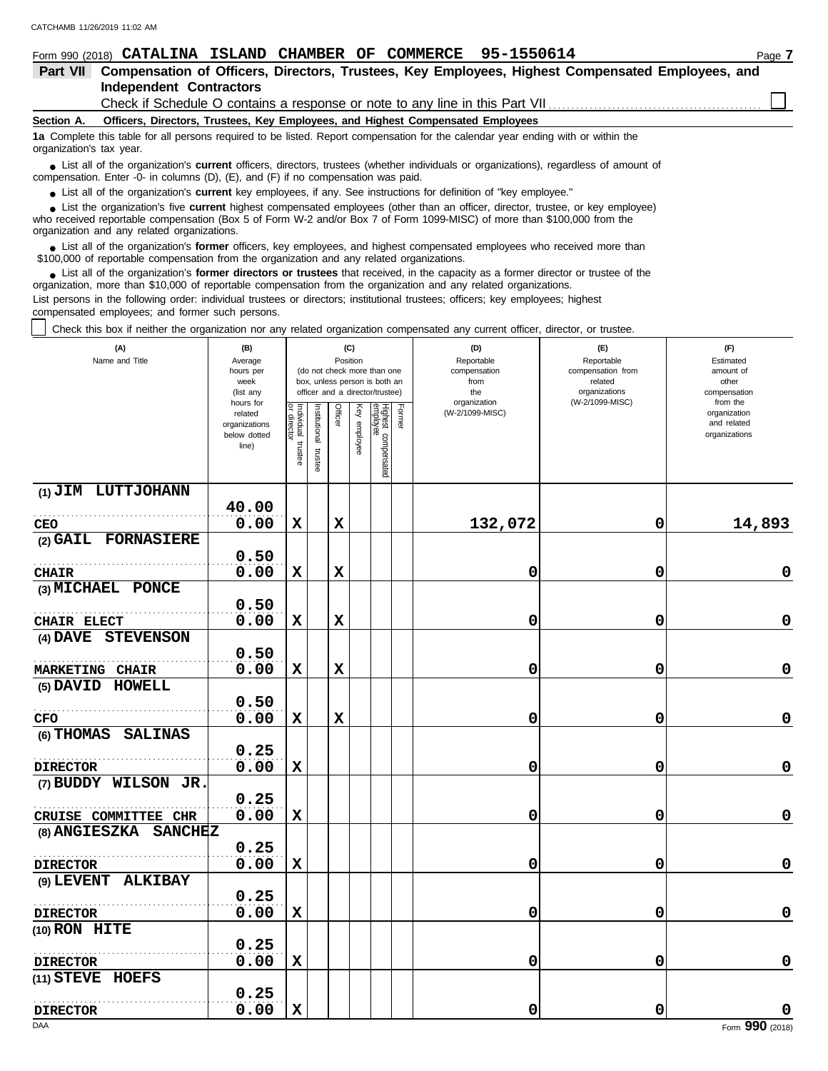CATCHAMB 11/26/2019 11:02 AM

Form 990 (2018) **CATALINA ISLAND CHAMBER OF COMMERCE 95-1550614**

**Part VII Compensation of Officers, Directors, Trustees, Key Employees, Highest Compensated Employees, and Independent Contractors**

Check if Schedule O contains a response or note to any line in this Part VII ☐

**Section A. Officers, Directors, Trustees, Key Employees, and Highest Compensated Employees**

**1a** Complete this table for all persons required to be listed. Report compensation for the calendar year ending with or within the organization's tax year.

- List all of the organization's **current** officers, directors, trustees (whether individuals or organizations), regardless of amount of compensation. Enter -0- in columns (D), (E), and (F) if no compensation was paid.
- List all of the organization's **current** key employees, if any. See instructions for definition of "key employee."
- List the organization's five **current** highest compensated employees (other than an officer, director, trustee, or key employee) who received reportable compensation (Box 5 of Form W-2 and/or Box 7 of Form 1099-MISC) of more than $100,000 from the organization and any related organizations.
- List all of the organization's **former** officers, key employees, and highest compensated employees who received more than $100,000 of reportable compensation from the organization and any related organizations.
- List all of the organization's **former directors or trustees** that received, in the capacity as a former director or trustee of the organization, more than $10,000 of reportable compensation from the organization and any related organizations.

List persons in the following order: individual trustees or directors; institutional trustees; officers; key employees; highest compensated employees; and former such persons.

☐ Check this box if neither the organization nor any related organization compensated any current officer, director, or trustee.

| (A) Name and Title | (B) Average hours per week (list any hours for related organizations below dotted line) | (C) Position: Individual trustee or director | Institutional trustee | Officer | Key employee | Highest compensated employee | Former | (D) Reportable compensation from the organization (W-2/1099-MISC) | (E) Reportable compensation from related organizations (W-2/1099-MISC) | (F) Estimated amount of other compensation from the organization and related organizations |
|---|---|---|---|---|---|---|---|---|---|---|
| (1) JIM LUTTJOHANN<br>CEO | 40.00<br>0.00 | X | | X | | | | 132,072 | 0 | 14,893 |
| (2) GAIL FORNASIERE<br>CHAIR | 0.50<br>0.00 | X | | X | | | | 0 | 0 | 0 |
| (3) MICHAEL PONCE<br>CHAIR ELECT | 0.50<br>0.00 | X | | X | | | | 0 | 0 | 0 |
| (4) DAVE STEVENSON<br>MARKETING CHAIR | 0.50<br>0.00 | X | | X | | | | 0 | 0 | 0 |
| (5) DAVID HOWELL<br>CFO | 0.50<br>0.00 | X | | X | | | | 0 | 0 | 0 |
| (6) THOMAS SALINAS<br>DIRECTOR | 0.25<br>0.00 | X | | | | | | 0 | 0 | 0 |
| (7) BUDDY WILSON JR.<br>CRUISE COMMITTEE CHR | 0.25<br>0.00 | X | | | | | | 0 | 0 | 0 |
| (8) ANGIESZKA SANCHEZ<br>DIRECTOR | 0.25<br>0.00 | X | | | | | | 0 | 0 | 0 |
| (9) LEVENT ALKIBAY<br>DIRECTOR | 0.25<br>0.00 | X | | | | | | 0 | 0 | 0 |
| (10) RON HITE<br>DIRECTOR | 0.25<br>0.00 | X | | | | | | 0 | 0 | 0 |
| (11) STEVE HOEFS<br>DIRECTOR | 0.25<br>0.00 | X | | | | | | 0 | 0 | 0 |

DAA Form **990** (2018)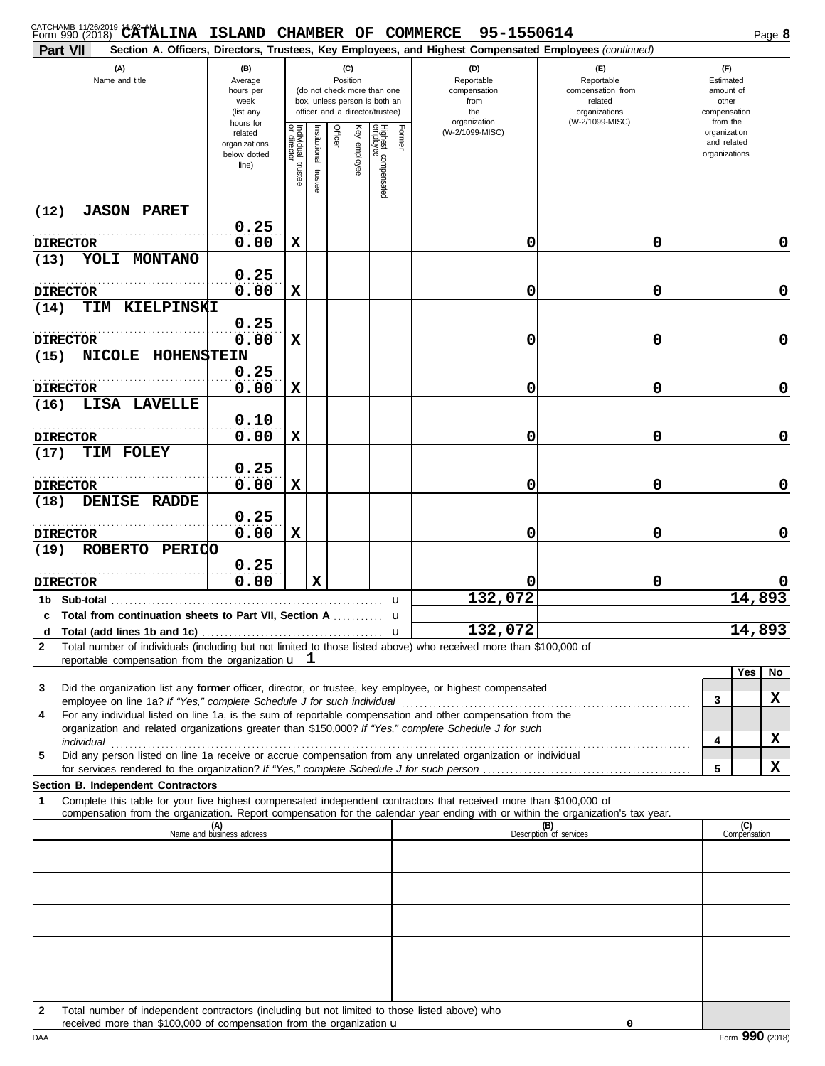Form 990 (2018) **CATALINA ISLAND CHAMBER OF COMMERCE 95-1550614**

**Part VII Section A. Officers, Directors, Trustees, Key Employees, and Highest Compensated Employees** *(continued)*

| (A) Name and title | (B) Average hours per week (list any hours for related organizations below dotted line) | (C) Position: Individual trustee or director | Institutional trustee | Officer | Key employee | Highest compensated employee | Former | (D) Reportable compensation from the organization (W-2/1099-MISC) | (E) Reportable compensation from related organizations (W-2/1099-MISC) | (F) Estimated amount of other compensation from the organization and related organizations |
|---|---|---|---|---|---|---|---|---|---|---|
| (12) JASON PARET DIRECTOR | 0.25 / 0.00 | X | | | | | | 0 | 0 | 0 |
| (13) YOLI MONTANO DIRECTOR | 0.25 / 0.00 | X | | | | | | 0 | 0 | 0 |
| (14) TIM KIELPINSKI DIRECTOR | 0.25 / 0.00 | X | | | | | | 0 | 0 | 0 |
| (15) NICOLE HOHENSTEIN DIRECTOR | 0.25 / 0.00 | X | | | | | | 0 | 0 | 0 |
| (16) LISA LAVELLE DIRECTOR | 0.10 / 0.00 | X | | | | | | 0 | 0 | 0 |
| (17) TIM FOLEY DIRECTOR | 0.25 / 0.00 | X | | | | | | 0 | 0 | 0 |
| (18) DENISE RADDE DIRECTOR | 0.25 / 0.00 | X | | | | | | 0 | 0 | 0 |
| (19) ROBERTO PERICO DIRECTOR | 0.25 / 0.00 | | X | | | | | 0 | 0 | 0 |
| 1b Sub-total | | | | | | | | 132,072 | | 14,893 |
| c Total from continuation sheets to Part VII, Section A | | | | | | | | | | |
| d Total (add lines 1b and 1c) | | | | | | | | 132,072 | | 14,893 |

2 Total number of individuals (including but not limited to those listed above) who received more than $100,000 of reportable compensation from the organization u 1

| | | Yes | No |
|---|---|---|---|
| 3 Did the organization list any **former** officer, director, or trustee, key employee, or highest compensated employee on line 1a? *If "Yes," complete Schedule J for such individual* | 3 | | X |
| 4 For any individual listed on line 1a, is the sum of reportable compensation and other compensation from the organization and related organizations greater than $150,000? *If "Yes," complete Schedule J for such individual* | 4 | | X |
| 5 Did any person listed on line 1a receive or accrue compensation from any unrelated organization or individual for services rendered to the organization? *If "Yes," complete Schedule J for such person* | 5 | | X |

**Section B. Independent Contractors**

1 Complete this table for your five highest compensated independent contractors that received more than $100,000 of compensation from the organization. Report compensation for the calendar year ending with or within the organization's tax year.

| (A) Name and business address | (B) Description of services | (C) Compensation |
|---|---|---|
| | | |
| | | |
| | | |
| | | |
| | | |

2 Total number of independent contractors (including but not limited to those listed above) who received more than $100,000 of compensation from the organization u 0

Form **990** (2018)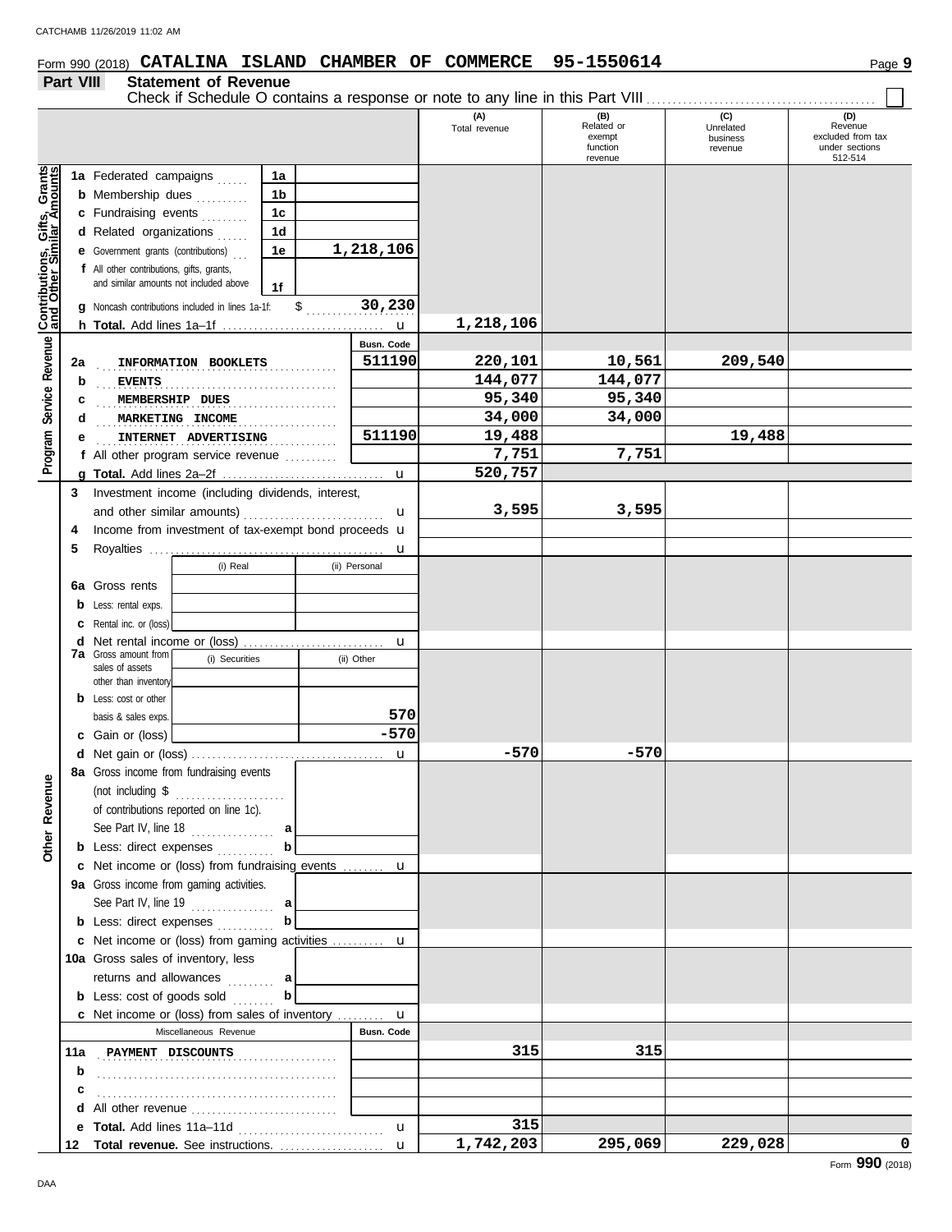Form 990 (2018) **CATALINA ISLAND CHAMBER OF COMMERCE 95-1550614** Page **9**

## Part VIII Statement of Revenue

Check if Schedule O contains a response or note to any line in this Part VIII ☐

| | | | (A) Total revenue | (B) Related or exempt function revenue | (C) Unrelated business revenue | (D) Revenue excluded from tax under sections 512-514 |
|---|---|---|---|---|---|---|
| **Contributions, Gifts, Grants and Other Similar Amounts** | 1a Federated campaigns — 1a | | | | | |
| | b Membership dues — 1b | | | | | |
| | c Fundraising events — 1c | | | | | |
| | d Related organizations — 1d | | | | | |
| | e Government grants (contributions) — 1e | 1,218,106 | | | | |
| | f All other contributions, gifts, grants, and similar amounts not included above — 1f | | | | | |
| | g Noncash contributions included in lines 1a-1f: $ | 30,230 | | | | |
| | h **Total.** Add lines 1a–1f | | 1,218,106 | | | |
| **Program Service Revenue** | | Busn. Code | | | | |
| | 2a INFORMATION BOOKLETS | 511190 | 220,101 | 10,561 | 209,540 | |
| | b EVENTS | | 144,077 | 144,077 | | |
| | c MEMBERSHIP DUES | | 95,340 | 95,340 | | |
| | d MARKETING INCOME | | 34,000 | 34,000 | | |
| | e INTERNET ADVERTISING | 511190 | 19,488 | | 19,488 | |
| | f All other program service revenue | | 7,751 | 7,751 | | |
| | g **Total.** Add lines 2a–2f | | 520,757 | | | |
| **Other Revenue** | 3 Investment income (including dividends, interest, and other similar amounts) | | 3,595 | 3,595 | | |
| | 4 Income from investment of tax-exempt bond proceeds | | | | | |
| | 5 Royalties | | | | | |
| | 6a Gross rents — (i) Real / (ii) Personal | | | | | |
| | b Less: rental exps. | | | | | |
| | c Rental inc. or (loss) | | | | | |
| | d Net rental income or (loss) | | | | | |
| | 7a Gross amount from sales of assets other than inventory — (i) Securities / (ii) Other | | | | | |
| | b Less: cost or other basis & sales exps. — (ii) 570 | | | | | |
| | c Gain or (loss) — (ii) -570 | | | | | |
| | d Net gain or (loss) | | -570 | -570 | | |
| | 8a Gross income from fundraising events (not including $ of contributions reported on line 1c). See Part IV, line 18 — a | | | | | |
| | b Less: direct expenses — b | | | | | |
| | c Net income or (loss) from fundraising events | | | | | |
| | 9a Gross income from gaming activities. See Part IV, line 19 — a | | | | | |
| | b Less: direct expenses — b | | | | | |
| | c Net income or (loss) from gaming activities | | | | | |
| | 10a Gross sales of inventory, less returns and allowances — a | | | | | |
| | b Less: cost of goods sold — b | | | | | |
| | c Net income or (loss) from sales of inventory | | | | | |
| | Miscellaneous Revenue | Busn. Code | | | | |
| | 11a PAYMENT DISCOUNTS | | 315 | 315 | | |
| | b | | | | | |
| | c | | | | | |
| | d All other revenue | | | | | |
| | e **Total.** Add lines 11a–11d | | 315 | | | |
| | 12 **Total revenue.** See instructions. | | 1,742,203 | 295,069 | 229,028 | 0 |

Form **990** (2018)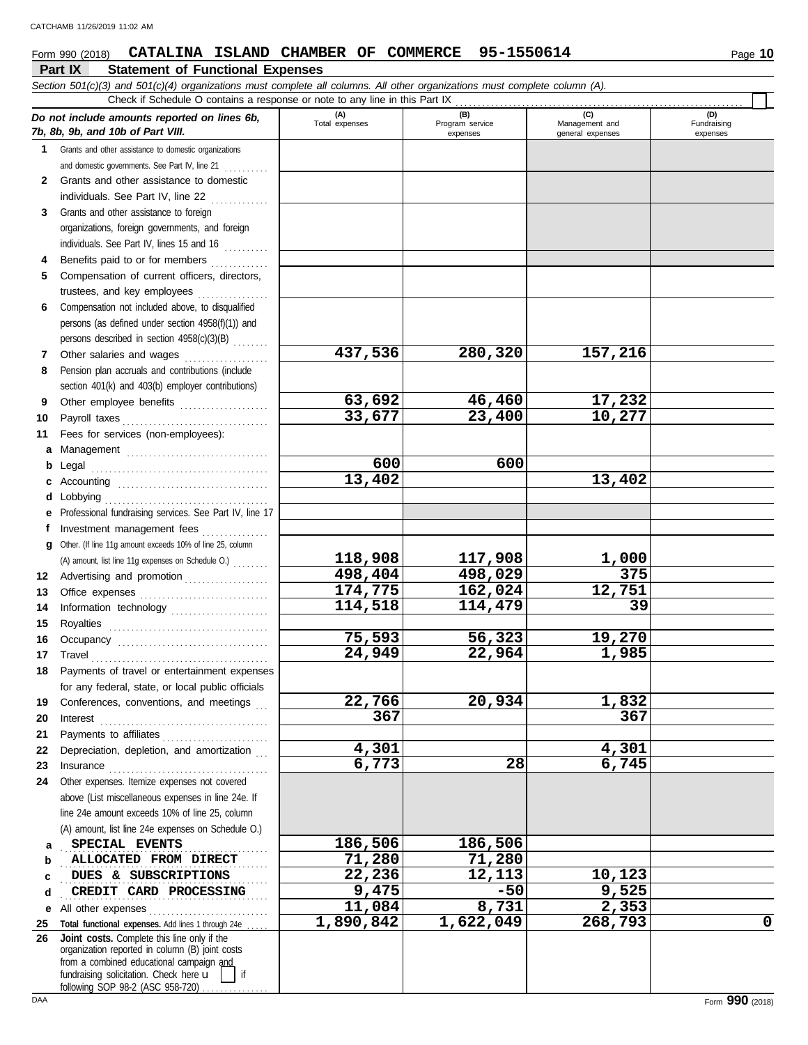Form 990 (2018) **CATALINA ISLAND CHAMBER OF COMMERCE 95-1550614** Page **10**

## Part IX Statement of Functional Expenses

*Section 501(c)(3) and 501(c)(4) organizations must complete all columns. All other organizations must complete column (A).*

Check if Schedule O contains a response or note to any line in this Part IX

| *Do not include amounts reported on lines 6b, 7b, 8b, 9b, and 10b of Part VIII.* | (A) Total expenses | (B) Program service expenses | (C) Management and general expenses | (D) Fundraising expenses |
|---|---|---|---|---|
| **1** Grants and other assistance to domestic organizations and domestic governments. See Part IV, line 21 | | | | |
| **2** Grants and other assistance to domestic individuals. See Part IV, line 22 | | | | |
| **3** Grants and other assistance to foreign organizations, foreign governments, and foreign individuals. See Part IV, lines 15 and 16 | | | | |
| **4** Benefits paid to or for members | | | | |
| **5** Compensation of current officers, directors, trustees, and key employees | | | | |
| **6** Compensation not included above, to disqualified persons (as defined under section 4958(f)(1)) and persons described in section 4958(c)(3)(B) | | | | |
| **7** Other salaries and wages | 437,536 | 280,320 | 157,216 | |
| **8** Pension plan accruals and contributions (include section 401(k) and 403(b) employer contributions) | | | | |
| **9** Other employee benefits | 63,692 | 46,460 | 17,232 | |
| **10** Payroll taxes | 33,677 | 23,400 | 10,277 | |
| **11** Fees for services (non-employees): | | | | |
| **a** Management | | | | |
| **b** Legal | 600 | 600 | | |
| **c** Accounting | 13,402 | | 13,402 | |
| **d** Lobbying | | | | |
| **e** Professional fundraising services. See Part IV, line 17 | | | | |
| **f** Investment management fees | | | | |
| **g** Other. (If line 11g amount exceeds 10% of line 25, column (A) amount, list line 11g expenses on Schedule O.) | 118,908 | 117,908 | 1,000 | |
| **12** Advertising and promotion | 498,404 | 498,029 | 375 | |
| **13** Office expenses | 174,775 | 162,024 | 12,751 | |
| **14** Information technology | 114,518 | 114,479 | 39 | |
| **15** Royalties | | | | |
| **16** Occupancy | 75,593 | 56,323 | 19,270 | |
| **17** Travel | 24,949 | 22,964 | 1,985 | |
| **18** Payments of travel or entertainment expenses for any federal, state, or local public officials | | | | |
| **19** Conferences, conventions, and meetings | 22,766 | 20,934 | 1,832 | |
| **20** Interest | 367 | | 367 | |
| **21** Payments to affiliates | | | | |
| **22** Depreciation, depletion, and amortization | 4,301 | | 4,301 | |
| **23** Insurance | 6,773 | 28 | 6,745 | |
| **24** Other expenses. Itemize expenses not covered above (List miscellaneous expenses in line 24e. If line 24e amount exceeds 10% of line 25, column (A) amount, list line 24e expenses on Schedule O.) | | | | |
| **a** SPECIAL EVENTS | 186,506 | 186,506 | | |
| **b** ALLOCATED FROM DIRECT | 71,280 | 71,280 | | |
| **c** DUES & SUBSCRIPTIONS | 22,236 | 12,113 | 10,123 | |
| **d** CREDIT CARD PROCESSING | 9,475 | -50 | 9,525 | |
| **e** All other expenses | 11,084 | 8,731 | 2,353 | |
| **25 Total functional expenses.** Add lines 1 through 24e | 1,890,842 | 1,622,049 | 268,793 | 0 |
| **26 Joint costs.** Complete this line only if the organization reported in column (B) joint costs from a combined educational campaign and fundraising solicitation. Check here ☐ if following SOP 98-2 (ASC 958-720) | | | | |

Form **990** (2018)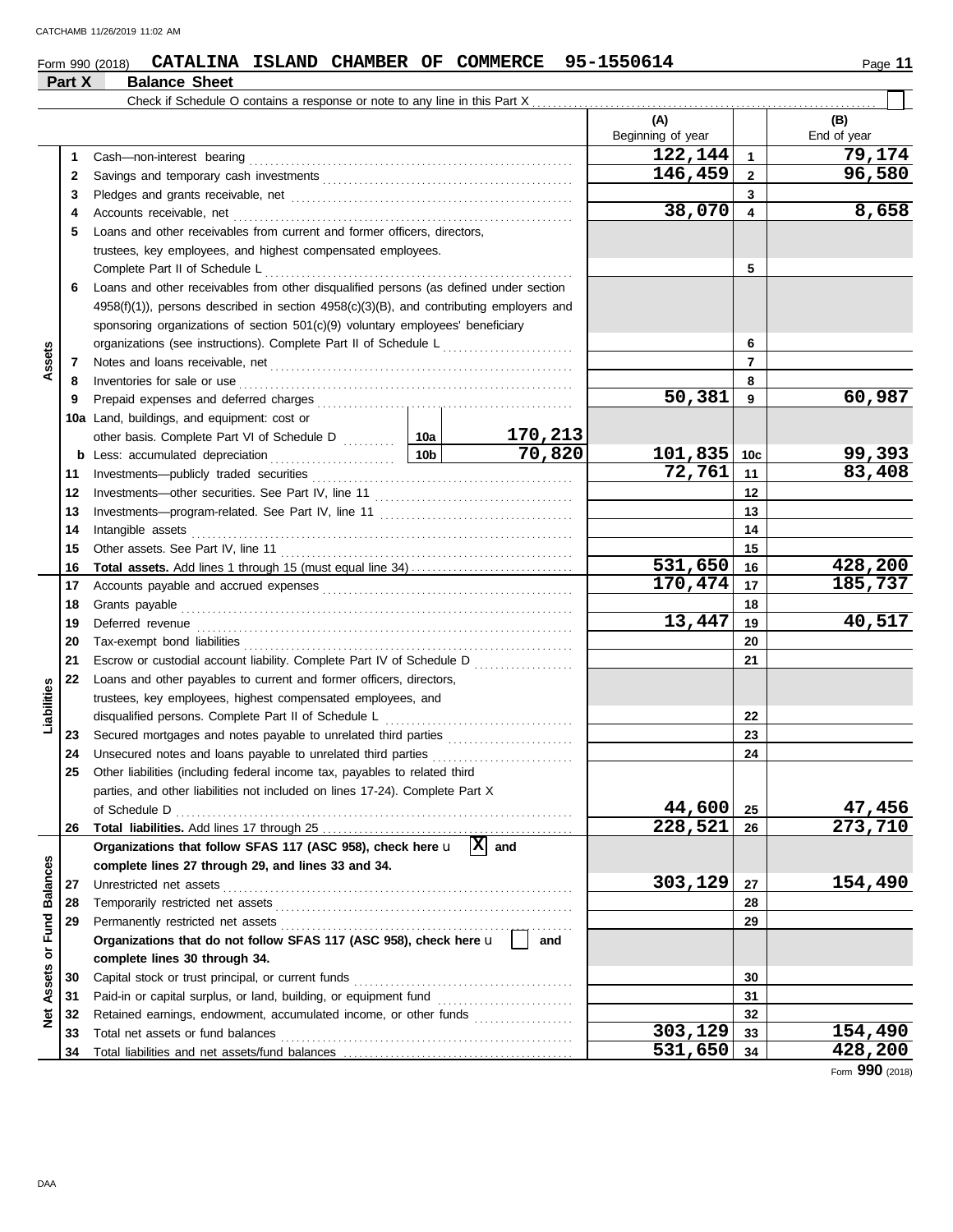Form 990 (2018) **CATALINA ISLAND CHAMBER OF COMMERCE 95-1550614** Page **11**

## Part X Balance Sheet

Check if Schedule O contains a response or note to any line in this Part X ☐

| | | | | (A) Beginning of year | | (B) End of year |
|---|---|---|---|---|---|---|
| **Assets** | 1 | Cash—non-interest bearing | | 122,144 | 1 | 79,174 |
| | 2 | Savings and temporary cash investments | | 146,459 | 2 | 96,580 |
| | 3 | Pledges and grants receivable, net | | | 3 | |
| | 4 | Accounts receivable, net | | 38,070 | 4 | 8,658 |
| | 5 | Loans and other receivables from current and former officers, directors, trustees, key employees, and highest compensated employees. Complete Part II of Schedule L | | | 5 | |
| | 6 | Loans and other receivables from other disqualified persons (as defined under section 4958(f)(1)), persons described in section 4958(c)(3)(B), and contributing employers and sponsoring organizations of section 501(c)(9) voluntary employees' beneficiary organizations (see instructions). Complete Part II of Schedule L | | | 6 | |
| | 7 | Notes and loans receivable, net | | | 7 | |
| | 8 | Inventories for sale or use | | | 8 | |
| | 9 | Prepaid expenses and deferred charges | | 50,381 | 9 | 60,987 |
| | 10a | Land, buildings, and equipment: cost or other basis. Complete Part VI of Schedule D | 10a 170,213 | | | |
| | b | Less: accumulated depreciation | 10b 70,820 | 101,835 | 10c | 99,393 |
| | 11 | Investments—publicly traded securities | | 72,761 | 11 | 83,408 |
| | 12 | Investments—other securities. See Part IV, line 11 | | | 12 | |
| | 13 | Investments—program-related. See Part IV, line 11 | | | 13 | |
| | 14 | Intangible assets | | | 14 | |
| | 15 | Other assets. See Part IV, line 11 | | | 15 | |
| | 16 | **Total assets.** Add lines 1 through 15 (must equal line 34) | | 531,650 | 16 | 428,200 |
| **Liabilities** | 17 | Accounts payable and accrued expenses | | 170,474 | 17 | 185,737 |
| | 18 | Grants payable | | | 18 | |
| | 19 | Deferred revenue | | 13,447 | 19 | 40,517 |
| | 20 | Tax-exempt bond liabilities | | | 20 | |
| | 21 | Escrow or custodial account liability. Complete Part IV of Schedule D | | | 21 | |
| | 22 | Loans and other payables to current and former officers, directors, trustees, key employees, highest compensated employees, and disqualified persons. Complete Part II of Schedule L | | | 22 | |
| | 23 | Secured mortgages and notes payable to unrelated third parties | | | 23 | |
| | 24 | Unsecured notes and loans payable to unrelated third parties | | | 24 | |
| | 25 | Other liabilities (including federal income tax, payables to related third parties, and other liabilities not included on lines 17-24). Complete Part X of Schedule D | | 44,600 | 25 | 47,456 |
| | 26 | **Total liabilities.** Add lines 17 through 25 | | 228,521 | 26 | 273,710 |
| **Net Assets or Fund Balances** | | **Organizations that follow SFAS 117 (ASC 958), check here** ☒ **and complete lines 27 through 29, and lines 33 and 34.** | | | | |
| | 27 | Unrestricted net assets | | 303,129 | 27 | 154,490 |
| | 28 | Temporarily restricted net assets | | | 28 | |
| | 29 | Permanently restricted net assets | | | 29 | |
| | | **Organizations that do not follow SFAS 117 (ASC 958), check here** ☐ **and complete lines 30 through 34.** | | | | |
| | 30 | Capital stock or trust principal, or current funds | | | 30 | |
| | 31 | Paid-in or capital surplus, or land, building, or equipment fund | | | 31 | |
| | 32 | Retained earnings, endowment, accumulated income, or other funds | | | 32 | |
| | 33 | Total net assets or fund balances | | 303,129 | 33 | 154,490 |
| | 34 | Total liabilities and net assets/fund balances | | 531,650 | 34 | 428,200 |

Form **990** (2018)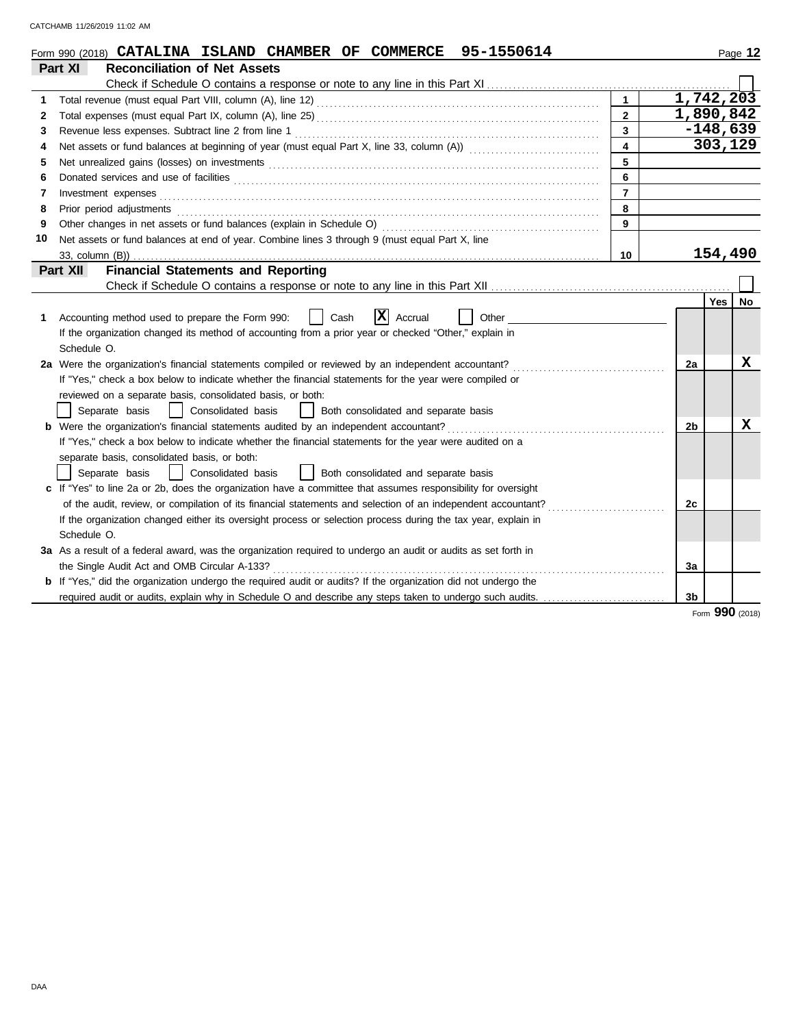Form 990 (2018) **CATALINA ISLAND CHAMBER OF COMMERCE 95-1550614** Page **12**

## Part XI Reconciliation of Net Assets

Check if Schedule O contains a response or note to any line in this Part XI ☐

| | | | |
|---|---|---|---|
| 1 | Total revenue (must equal Part VIII, column (A), line 12) | 1 | 1,742,203 |
| 2 | Total expenses (must equal Part IX, column (A), line 25) | 2 | 1,890,842 |
| 3 | Revenue less expenses. Subtract line 2 from line 1 | 3 | -148,639 |
| 4 | Net assets or fund balances at beginning of year (must equal Part X, line 33, column (A)) | 4 | 303,129 |
| 5 | Net unrealized gains (losses) on investments | 5 | |
| 6 | Donated services and use of facilities | 6 | |
| 7 | Investment expenses | 7 | |
| 8 | Prior period adjustments | 8 | |
| 9 | Other changes in net assets or fund balances (explain in Schedule O) | 9 | |
| 10 | Net assets or fund balances at end of year. Combine lines 3 through 9 (must equal Part X, line 33, column (B)) | 10 | 154,490 |

## Part XII Financial Statements and Reporting

Check if Schedule O contains a response or note to any line in this Part XII ☐

| | | | Yes | No |
|---|---|---|---|---|
| 1 | Accounting method used to prepare the Form 990: ☐ Cash ☒ Accrual ☐ Other<br>If the organization changed its method of accounting from a prior year or checked "Other," explain in Schedule O. | | | |
| 2a | Were the organization's financial statements compiled or reviewed by an independent accountant? | 2a | | X |
| | If "Yes," check a box below to indicate whether the financial statements for the year were compiled or reviewed on a separate basis, consolidated basis, or both:<br>☐ Separate basis ☐ Consolidated basis ☐ Both consolidated and separate basis | | | |
| b | Were the organization's financial statements audited by an independent accountant? | 2b | | X |
| | If "Yes," check a box below to indicate whether the financial statements for the year were audited on a separate basis, consolidated basis, or both:<br>☐ Separate basis ☐ Consolidated basis ☐ Both consolidated and separate basis | | | |
| c | If "Yes" to line 2a or 2b, does the organization have a committee that assumes responsibility for oversight of the audit, review, or compilation of its financial statements and selection of an independent accountant? | 2c | | |
| | If the organization changed either its oversight process or selection process during the tax year, explain in Schedule O. | | | |
| 3a | As a result of a federal award, was the organization required to undergo an audit or audits as set forth in the Single Audit Act and OMB Circular A-133? | 3a | | |
| b | If "Yes," did the organization undergo the required audit or audits? If the organization did not undergo the required audit or audits, explain why in Schedule O and describe any steps taken to undergo such audits. | 3b | | |

Form **990** (2018)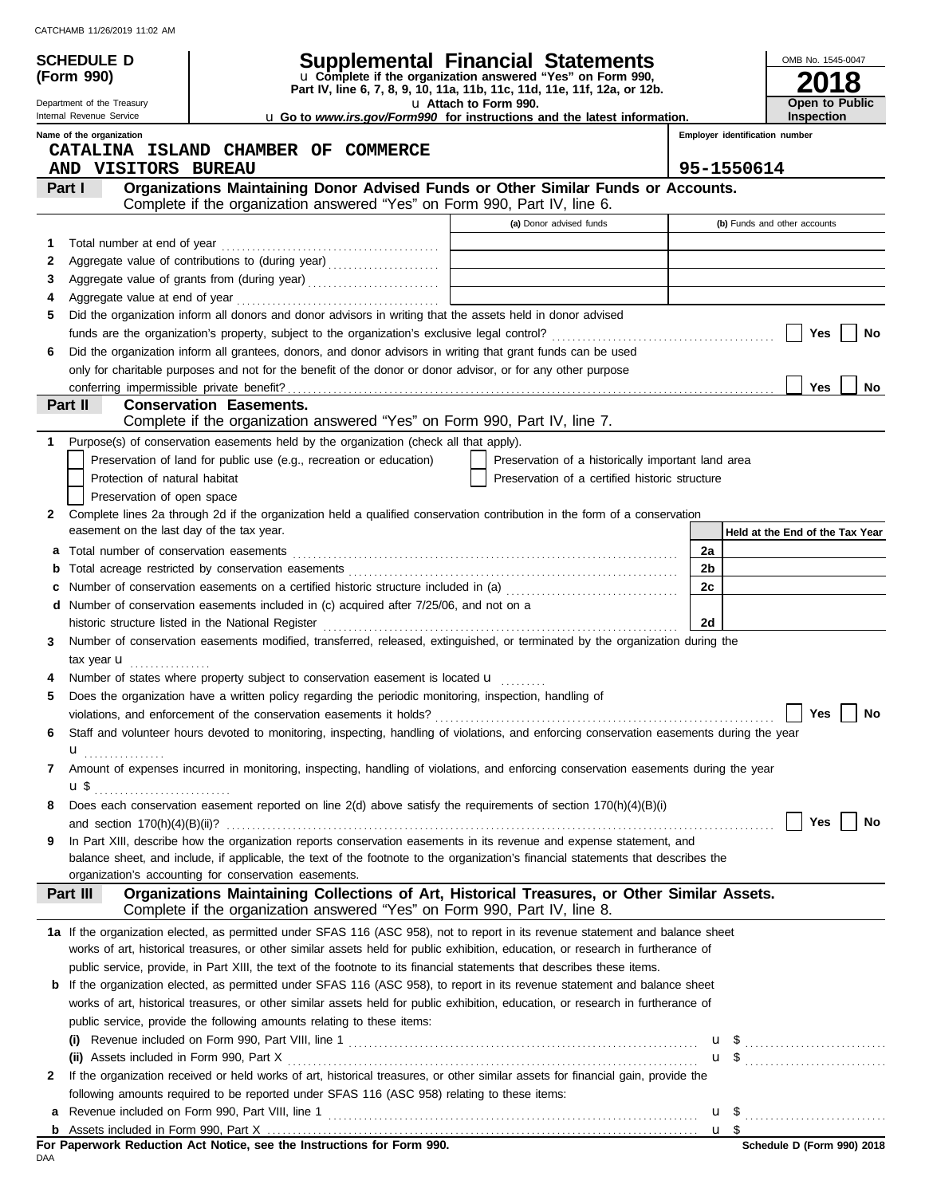**SCHEDULE D (Form 990)**

Department of the Treasury
Internal Revenue Service

# Supplemental Financial Statements

u Complete if the organization answered "Yes" on Form 990, Part IV, line 6, 7, 8, 9, 10, 11a, 11b, 11c, 11d, 11e, 11f, 12a, or 12b.
u Attach to Form 990.
u Go to *www.irs.gov/Form990* for instructions and the latest information.

OMB No. 1545-0047
**2018**
**Open to Public Inspection**

**Name of the organization**
CATALINA ISLAND CHAMBER OF COMMERCE AND VISITORS BUREAU

**Employer identification number**
95-1550614

## Part I — Organizations Maintaining Donor Advised Funds or Other Similar Funds or Accounts.
Complete if the organization answered "Yes" on Form 990, Part IV, line 6.

| | | (a) Donor advised funds | (b) Funds and other accounts |
|---|---|---|---|
| 1 | Total number at end of year | | |
| 2 | Aggregate value of contributions to (during year) | | |
| 3 | Aggregate value of grants from (during year) | | |
| 4 | Aggregate value at end of year | | |

5 Did the organization inform all donors and donor advisors in writing that the assets held in donor advised funds are the organization's property, subject to the organization's exclusive legal control? ☐ Yes ☐ No

6 Did the organization inform all grantees, donors, and donor advisors in writing that grant funds can be used only for charitable purposes and not for the benefit of the donor or donor advisor, or for any other purpose conferring impermissible private benefit? ☐ Yes ☐ No

## Part II — Conservation Easements.
Complete if the organization answered "Yes" on Form 990, Part IV, line 7.

1 Purpose(s) of conservation easements held by the organization (check all that apply).

- ☐ Preservation of land for public use (e.g., recreation or education)
- ☐ Protection of natural habitat
- ☐ Preservation of open space
- ☐ Preservation of a historically important land area
- ☐ Preservation of a certified historic structure

2 Complete lines 2a through 2d if the organization held a qualified conservation contribution in the form of a conservation easement on the last day of the tax year.

| | | | Held at the End of the Tax Year |
|---|---|---|---|
| a | Total number of conservation easements | 2a | |
| b | Total acreage restricted by conservation easements | 2b | |
| c | Number of conservation easements on a certified historic structure included in (a) | 2c | |
| d | Number of conservation easements included in (c) acquired after 7/25/06, and not on a historic structure listed in the National Register | 2d | |

3 Number of conservation easements modified, transferred, released, extinguished, or terminated by the organization during the tax year u

4 Number of states where property subject to conservation easement is located u

5 Does the organization have a written policy regarding the periodic monitoring, inspection, handling of violations, and enforcement of the conservation easements it holds? ☐ Yes ☐ No

6 Staff and volunteer hours devoted to monitoring, inspecting, handling of violations, and enforcing conservation easements during the year u

7 Amount of expenses incurred in monitoring, inspecting, handling of violations, and enforcing conservation easements during the year u $

8 Does each conservation easement reported on line 2(d) above satisfy the requirements of section 170(h)(4)(B)(i) and section 170(h)(4)(B)(ii)? ☐ Yes ☐ No

9 In Part XIII, describe how the organization reports conservation easements in its revenue and expense statement, and balance sheet, and include, if applicable, the text of the footnote to the organization's financial statements that describes the organization's accounting for conservation easements.

## Part III — Organizations Maintaining Collections of Art, Historical Treasures, or Other Similar Assets.
Complete if the organization answered "Yes" on Form 990, Part IV, line 8.

1a If the organization elected, as permitted under SFAS 116 (ASC 958), not to report in its revenue statement and balance sheet works of art, historical treasures, or other similar assets held for public exhibition, education, or research in furtherance of public service, provide, in Part XIII, the text of the footnote to its financial statements that describes these items.

b If the organization elected, as permitted under SFAS 116 (ASC 958), to report in its revenue statement and balance sheet works of art, historical treasures, or other similar assets held for public exhibition, education, or research in furtherance of public service, provide the following amounts relating to these items:

(i) Revenue included on Form 990, Part VIII, line 1 u $

(ii) Assets included in Form 990, Part X u $

2 If the organization received or held works of art, historical treasures, or other similar assets for financial gain, provide the following amounts required to be reported under SFAS 116 (ASC 958) relating to these items:

a Revenue included on Form 990, Part VIII, line 1 u $

b Assets included in Form 990, Part X u $

**For Paperwork Reduction Act Notice, see the Instructions for Form 990.** **Schedule D (Form 990) 2018**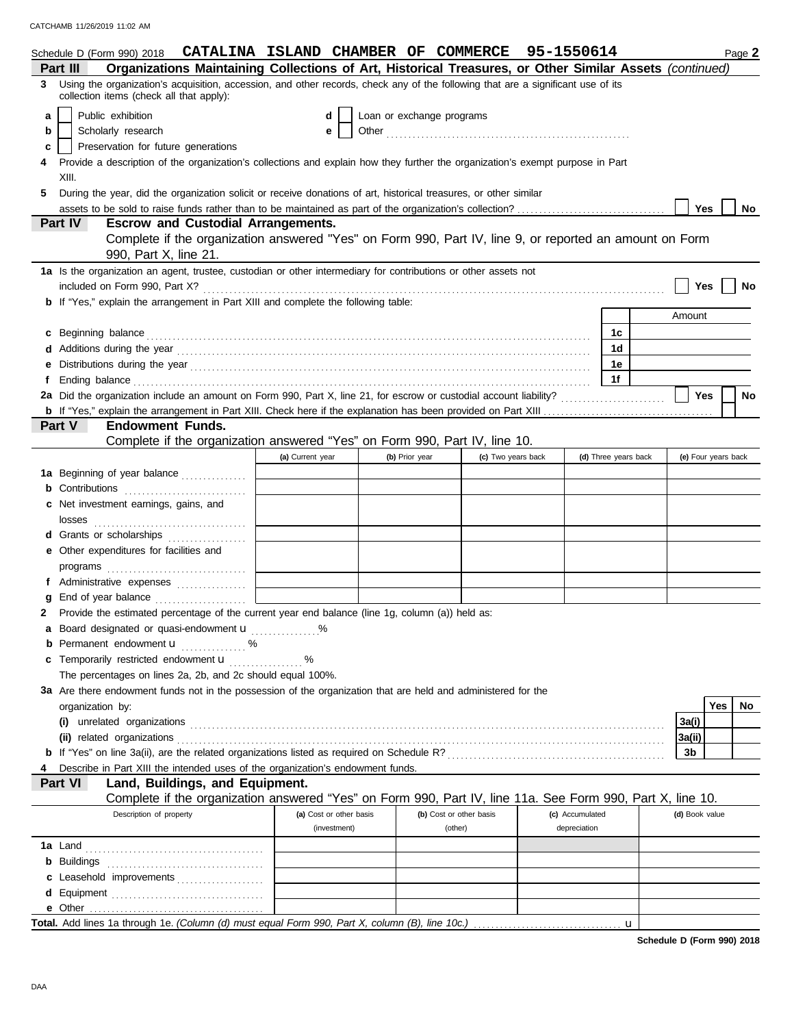Schedule D (Form 990) 2018 **CATALINA ISLAND CHAMBER OF COMMERCE 95-1550614** Page **2**

## Part III Organizations Maintaining Collections of Art, Historical Treasures, or Other Similar Assets *(continued)*

**3** Using the organization's acquisition, accession, and other records, check any of the following that are a significant use of its collection items (check all that apply):

- **a** ☐ Public exhibition
- **b** ☐ Scholarly research
- **c** ☐ Preservation for future generations
- **d** ☐ Loan or exchange programs
- **e** ☐ Other ........................................................

**4** Provide a description of the organization's collections and explain how they further the organization's exempt purpose in Part XIII.

**5** During the year, did the organization solicit or receive donations of art, historical treasures, or other similar assets to be sold to raise funds rather than to be maintained as part of the organization's collection? ☐ Yes ☐ No

## Part IV Escrow and Custodial Arrangements.

Complete if the organization answered "Yes" on Form 990, Part IV, line 9, or reported an amount on Form 990, Part X, line 21.

**1a** Is the organization an agent, trustee, custodian or other intermediary for contributions or other assets not included on Form 990, Part X? ☐ Yes ☐ No

**b** If "Yes," explain the arrangement in Part XIII and complete the following table:

| | | Amount |
|---|---|---|
| **c** Beginning balance | 1c | |
| **d** Additions during the year | 1d | |
| **e** Distributions during the year | 1e | |
| **f** Ending balance | 1f | |

**2a** Did the organization include an amount on Form 990, Part X, line 21, for escrow or custodial account liability? ☐ Yes ☐ No

**b** If "Yes," explain the arrangement in Part XIII. Check here if the explanation has been provided on Part XIII ☐

## Part V Endowment Funds.

Complete if the organization answered "Yes" on Form 990, Part IV, line 10.

| | (a) Current year | (b) Prior year | (c) Two years back | (d) Three years back | (e) Four years back |
|---|---|---|---|---|---|
| **1a** Beginning of year balance | | | | | |
| **b** Contributions | | | | | |
| **c** Net investment earnings, gains, and losses | | | | | |
| **d** Grants or scholarships | | | | | |
| **e** Other expenditures for facilities and programs | | | | | |
| **f** Administrative expenses | | | | | |
| **g** End of year balance | | | | | |

**2** Provide the estimated percentage of the current year end balance (line 1g, column (a)) held as:

- **a** Board designated or quasi-endowment u ............... %
- **b** Permanent endowment u .............. %
- **c** Temporarily restricted endowment u ................ %

The percentages on lines 2a, 2b, and 2c should equal 100%.

**3a** Are there endowment funds not in the possession of the organization that are held and administered for the organization by:

| | | Yes | No |
|---|---|---|---|
| **(i)** unrelated organizations | 3a(i) | | |
| **(ii)** related organizations | 3a(ii) | | |
| **b** If "Yes" on line 3a(ii), are the related organizations listed as required on Schedule R? | 3b | | |

**4** Describe in Part XIII the intended uses of the organization's endowment funds.

## Part VI Land, Buildings, and Equipment.

Complete if the organization answered "Yes" on Form 990, Part IV, line 11a. See Form 990, Part X, line 10.

| Description of property | (a) Cost or other basis (investment) | (b) Cost or other basis (other) | (c) Accumulated depreciation | (d) Book value |
|---|---|---|---|---|
| **1a** Land | | | | |
| **b** Buildings | | | | |
| **c** Leasehold improvements | | | | |
| **d** Equipment | | | | |
| **e** Other | | | | |

**Total.** Add lines 1a through 1e. *(Column (d) must equal Form 990, Part X, column (B), line 10c.)* u

**Schedule D (Form 990) 2018**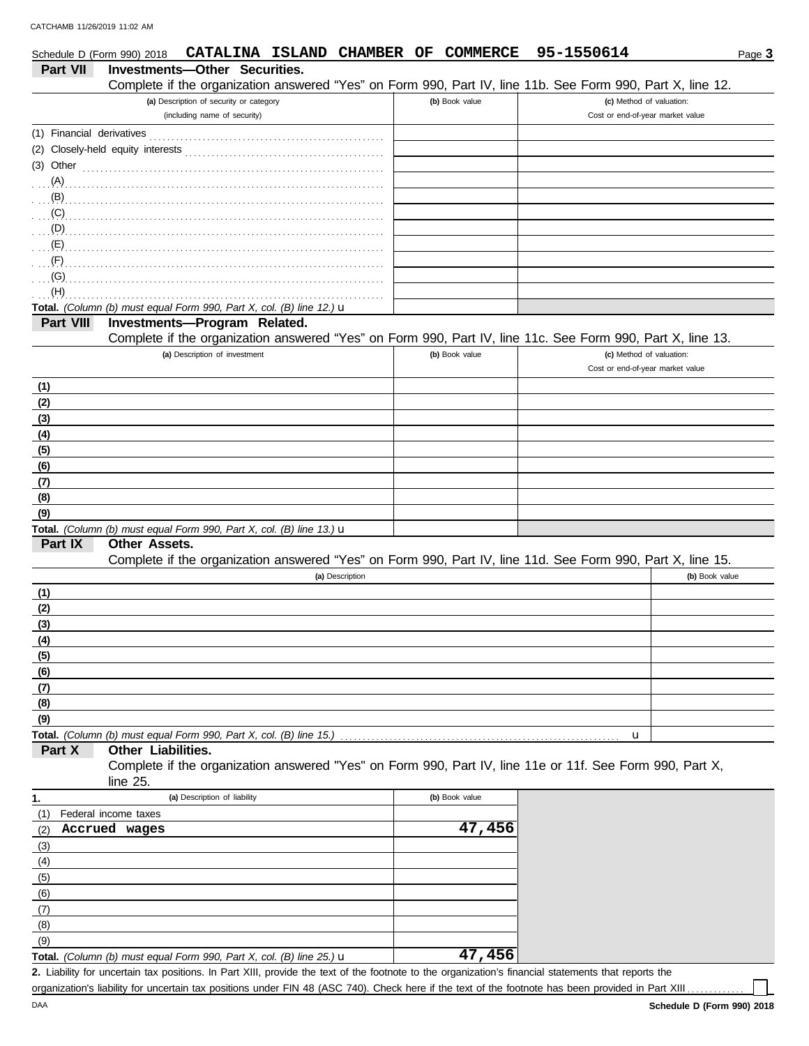Schedule D (Form 990) 2018 CATALINA ISLAND CHAMBER OF COMMERCE 95-1550614

**Part VII Investments—Other Securities.**

Complete if the organization answered "Yes" on Form 990, Part IV, line 11b. See Form 990, Part X, line 12.

| (a) Description of security or category (including name of security) | (b) Book value | (c) Method of valuation: Cost or end-of-year market value |
|---|---|---|
| (1) Financial derivatives | | |
| (2) Closely-held equity interests | | |
| (3) Other | | |
| (A) | | |
| (B) | | |
| (C) | | |
| (D) | | |
| (E) | | |
| (F) | | |
| (G) | | |
| (H) | | |
| **Total.** *(Column (b) must equal Form 990, Part X, col. (B) line 12.)* u | | |

**Part VIII Investments—Program Related.**

Complete if the organization answered "Yes" on Form 990, Part IV, line 11c. See Form 990, Part X, line 13.

| (a) Description of investment | (b) Book value | (c) Method of valuation: Cost or end-of-year market value |
|---|---|---|
| (1) | | |
| (2) | | |
| (3) | | |
| (4) | | |
| (5) | | |
| (6) | | |
| (7) | | |
| (8) | | |
| (9) | | |
| **Total.** *(Column (b) must equal Form 990, Part X, col. (B) line 13.)* u | | |

**Part IX Other Assets.**

Complete if the organization answered "Yes" on Form 990, Part IV, line 11d. See Form 990, Part X, line 15.

| (a) Description | (b) Book value |
|---|---|
| (1) | |
| (2) | |
| (3) | |
| (4) | |
| (5) | |
| (6) | |
| (7) | |
| (8) | |
| (9) | |
| **Total.** *(Column (b) must equal Form 990, Part X, col. (B) line 15.)* u | |

**Part X Other Liabilities.**

Complete if the organization answered "Yes" on Form 990, Part IV, line 11e or 11f. See Form 990, Part X, line 25.

| 1. (a) Description of liability | (b) Book value |
|---|---|
| (1) Federal income taxes | |
| (2) Accrued wages | 47,456 |
| (3) | |
| (4) | |
| (5) | |
| (6) | |
| (7) | |
| (8) | |
| (9) | |
| **Total.** *(Column (b) must equal Form 990, Part X, col. (B) line 25.)* u | 47,456 |

**2.** Liability for uncertain tax positions. In Part XIII, provide the text of the footnote to the organization's financial statements that reports the organization's liability for uncertain tax positions under FIN 48 (ASC 740). Check here if the text of the footnote has been provided in Part XIII ☐

DAA **Schedule D (Form 990) 2018**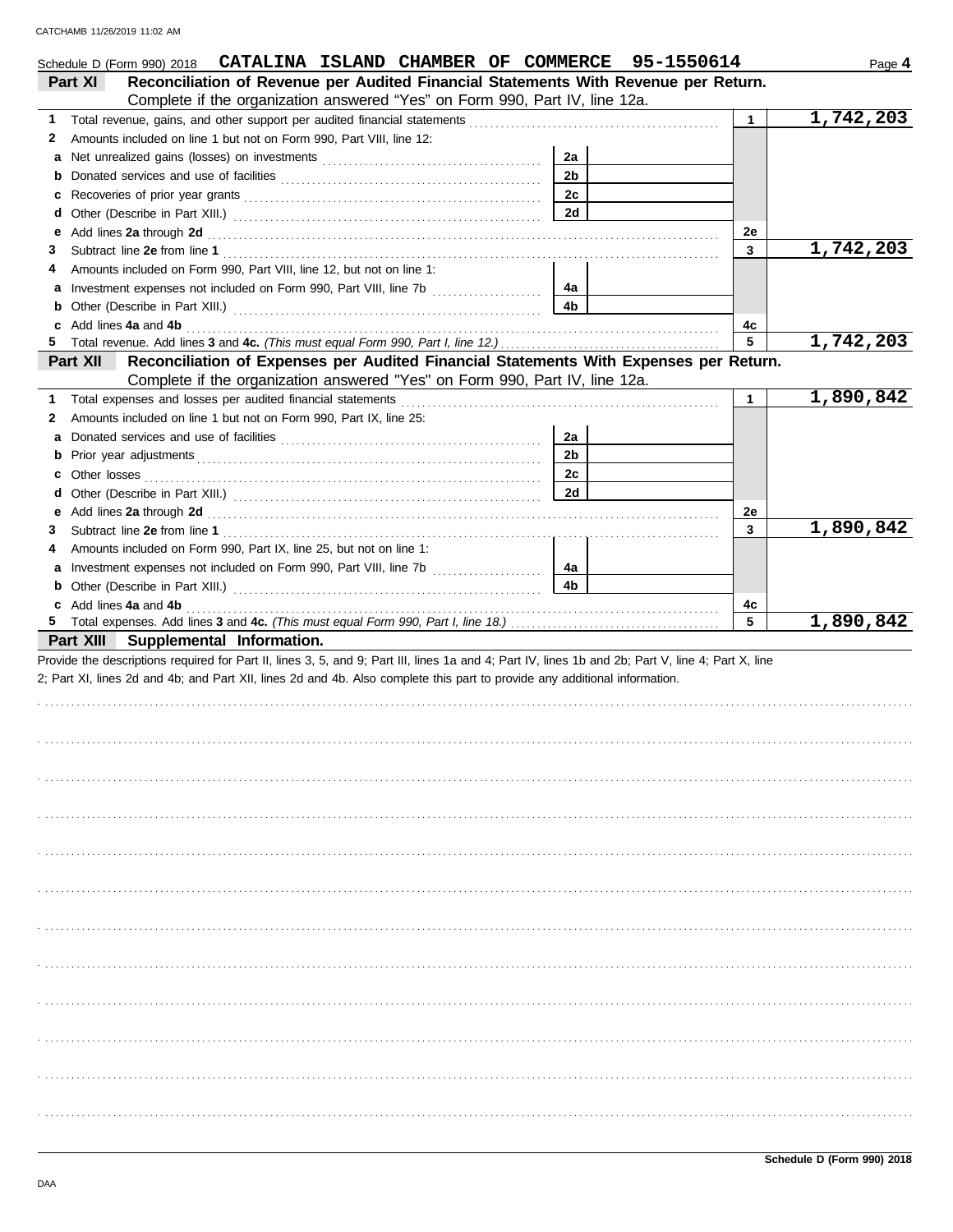Schedule D (Form 990) 2018 **CATALINA ISLAND CHAMBER OF COMMERCE 95-1550614** Page **4**

**Part XI Reconciliation of Revenue per Audited Financial Statements With Revenue per Return.**
Complete if the organization answered "Yes" on Form 990, Part IV, line 12a.

| | | | | | |
|---|---|---|---|---|---|
| **1** | Total revenue, gains, and other support per audited financial statements | | | 1 | 1,742,203 |
| **2** | Amounts included on line 1 but not on Form 990, Part VIII, line 12: | | | | |
| **a** | Net unrealized gains (losses) on investments | 2a | | | |
| **b** | Donated services and use of facilities | 2b | | | |
| **c** | Recoveries of prior year grants | 2c | | | |
| **d** | Other (Describe in Part XIII.) | 2d | | | |
| **e** | Add lines **2a** through **2d** | | | 2e | |
| **3** | Subtract line **2e** from line **1** | | | 3 | 1,742,203 |
| **4** | Amounts included on Form 990, Part VIII, line 12, but not on line 1: | | | | |
| **a** | Investment expenses not included on Form 990, Part VIII, line 7b | 4a | | | |
| **b** | Other (Describe in Part XIII.) | 4b | | | |
| **c** | Add lines **4a** and **4b** | | | 4c | |
| **5** | Total revenue. Add lines **3** and **4c.** *(This must equal Form 990, Part I, line 12.)* | | | 5 | 1,742,203 |

**Part XII Reconciliation of Expenses per Audited Financial Statements With Expenses per Return.**
Complete if the organization answered "Yes" on Form 990, Part IV, line 12a.

| | | | | | |
|---|---|---|---|---|---|
| **1** | Total expenses and losses per audited financial statements | | | 1 | 1,890,842 |
| **2** | Amounts included on line 1 but not on Form 990, Part IX, line 25: | | | | |
| **a** | Donated services and use of facilities | 2a | | | |
| **b** | Prior year adjustments | 2b | | | |
| **c** | Other losses | 2c | | | |
| **d** | Other (Describe in Part XIII.) | 2d | | | |
| **e** | Add lines **2a** through **2d** | | | 2e | |
| **3** | Subtract line **2e** from line **1** | | | 3 | 1,890,842 |
| **4** | Amounts included on Form 990, Part IX, line 25, but not on line 1: | | | | |
| **a** | Investment expenses not included on Form 990, Part VIII, line 7b | 4a | | | |
| **b** | Other (Describe in Part XIII.) | 4b | | | |
| **c** | Add lines **4a** and **4b** | | | 4c | |
| **5** | Total expenses. Add lines **3** and **4c.** *(This must equal Form 990, Part I, line 18.)* | | | 5 | 1,890,842 |

**Part XIII Supplemental Information.**

Provide the descriptions required for Part II, lines 3, 5, and 9; Part III, lines 1a and 4; Part IV, lines 1b and 2b; Part V, line 4; Part X, line 2; Part XI, lines 2d and 4b; and Part XII, lines 2d and 4b. Also complete this part to provide any additional information.

Schedule D (Form 990) 2018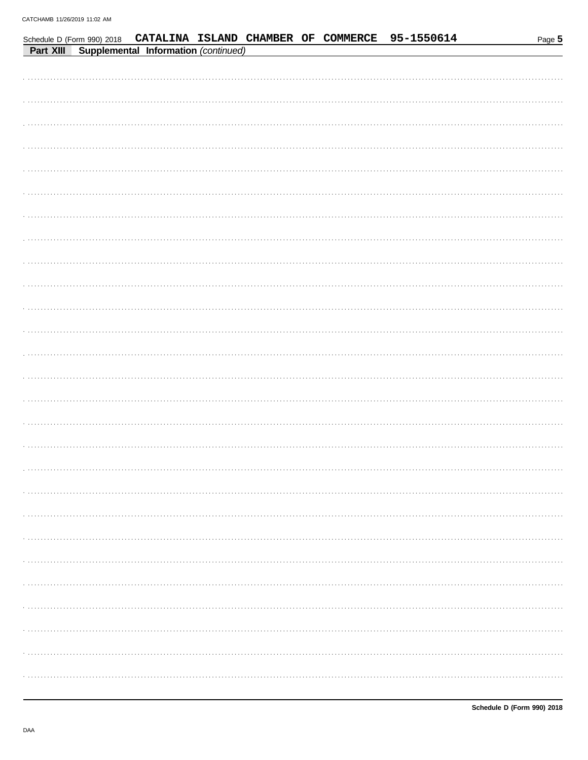Schedule D (Form 990) 2018 CATALINA ISLAND CHAMBER OF COMMERCE 95-1550614

**Part XIII** **Supplemental Information** *(continued)*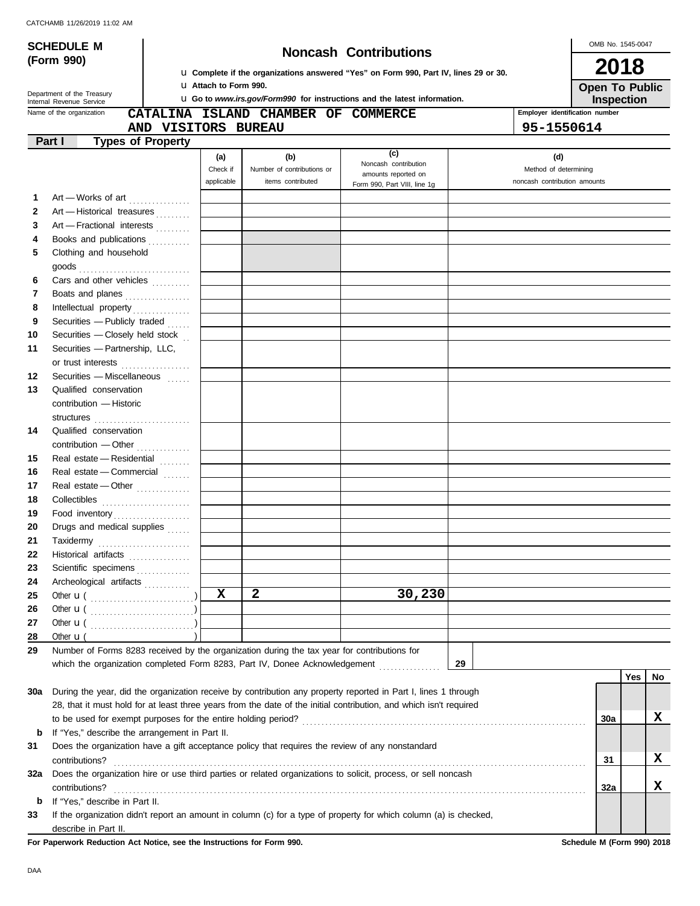CATCHAMB 11/26/2019 11:02 AM

**SCHEDULE M (Form 990)**

Department of the Treasury
Internal Revenue Service

# Noncash Contributions

u **Complete if the organizations answered "Yes" on Form 990, Part IV, lines 29 or 30.**
u **Attach to Form 990.**
u **Go to *www.irs.gov/Form990* for instructions and the latest information.**

OMB No. 1545-0047

**2018**

**Open To Public Inspection**

Name of the organization: **CATALINA ISLAND CHAMBER OF COMMERCE AND VISITORS BUREAU**

Employer identification number: **95-1550614**

## Part I Types of Property

| | | (a) Check if applicable | (b) Number of contributions or items contributed | (c) Noncash contribution amounts reported on Form 990, Part VIII, line 1g | (d) Method of determining noncash contribution amounts |
|---|---|---|---|---|---|
| 1 | Art — Works of art | | | | |
| 2 | Art — Historical treasures | | | | |
| 3 | Art — Fractional interests | | | | |
| 4 | Books and publications | | | | |
| 5 | Clothing and household goods | | | | |
| 6 | Cars and other vehicles | | | | |
| 7 | Boats and planes | | | | |
| 8 | Intellectual property | | | | |
| 9 | Securities — Publicly traded | | | | |
| 10 | Securities — Closely held stock | | | | |
| 11 | Securities — Partnership, LLC, or trust interests | | | | |
| 12 | Securities — Miscellaneous | | | | |
| 13 | Qualified conservation contribution — Historic structures | | | | |
| 14 | Qualified conservation contribution — Other | | | | |
| 15 | Real estate — Residential | | | | |
| 16 | Real estate — Commercial | | | | |
| 17 | Real estate — Other | | | | |
| 18 | Collectibles | | | | |
| 19 | Food inventory | | | | |
| 20 | Drugs and medical supplies | | | | |
| 21 | Taxidermy | | | | |
| 22 | Historical artifacts | | | | |
| 23 | Scientific specimens | | | | |
| 24 | Archeological artifacts | | | | |
| 25 | Other u ( ) | X | 2 | 30,230 | |
| 26 | Other u ( ) | | | | |
| 27 | Other u ( ) | | | | |
| 28 | Other u ( ) | | | | |

29 Number of Forms 8283 received by the organization during the tax year for contributions for which the organization completed Form 8283, Part IV, Donee Acknowledgement ... **29**

| | | | Yes | No |
|---|---|---|---|---|
| 30a | During the year, did the organization receive by contribution any property reported in Part I, lines 1 through 28, that it must hold for at least three years from the date of the initial contribution, and which isn't required to be used for exempt purposes for the entire holding period? | 30a | | X |
| b | If "Yes," describe the arrangement in Part II. | | | |
| 31 | Does the organization have a gift acceptance policy that requires the review of any nonstandard contributions? | 31 | | X |
| 32a | Does the organization hire or use third parties or related organizations to solicit, process, or sell noncash contributions? | 32a | | X |
| b | If "Yes," describe in Part II. | | | |
| 33 | If the organization didn't report an amount in column (c) for a type of property for which column (a) is checked, describe in Part II. | | | |

**For Paperwork Reduction Act Notice, see the Instructions for Form 990.** **Schedule M (Form 990) 2018**

DAA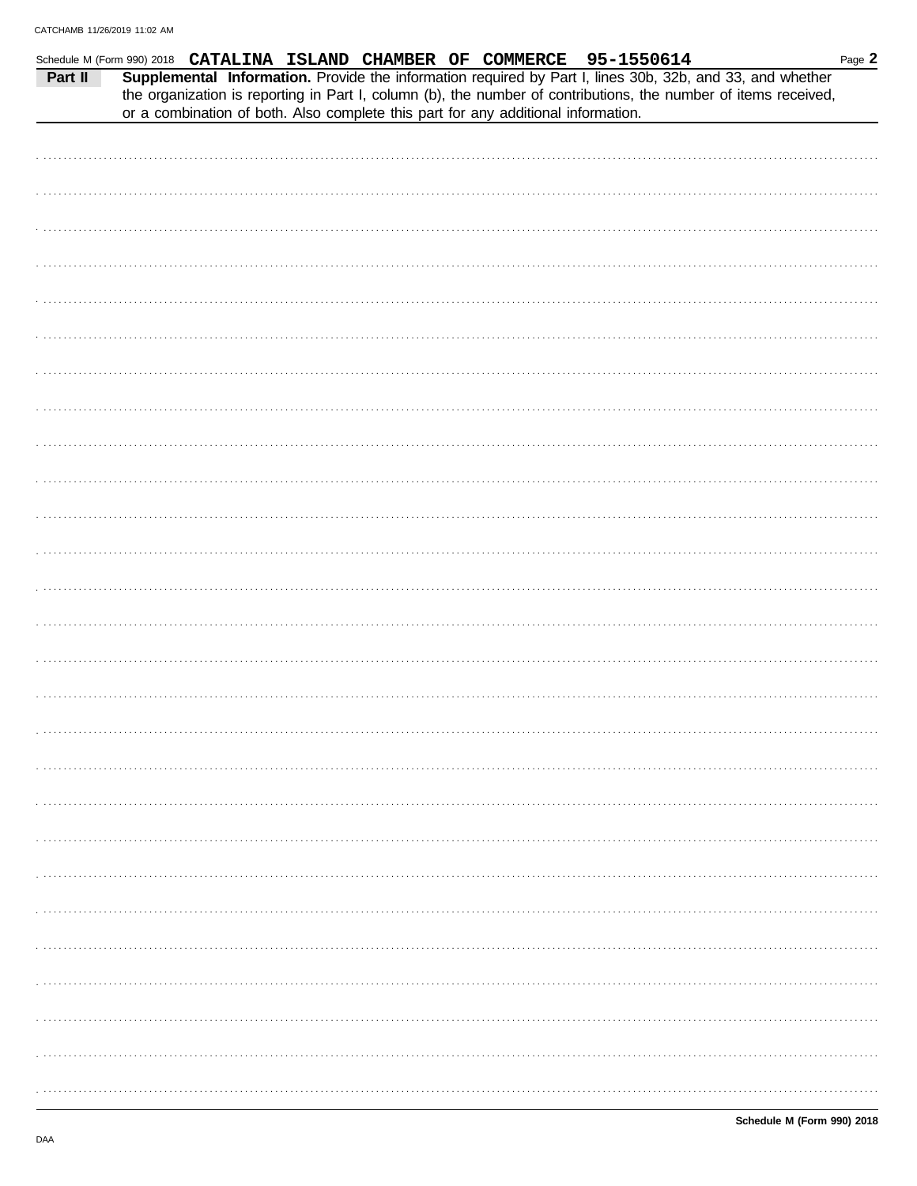Schedule M (Form 990) 2018 **CATALINA ISLAND CHAMBER OF COMMERCE 95-1550614**

**Part II** **Supplemental Information.** Provide the information required by Part I, lines 30b, 32b, and 33, and whether the organization is reporting in Part I, column (b), the number of contributions, the number of items received, or a combination of both. Also complete this part for any additional information.

**Schedule M (Form 990) 2018**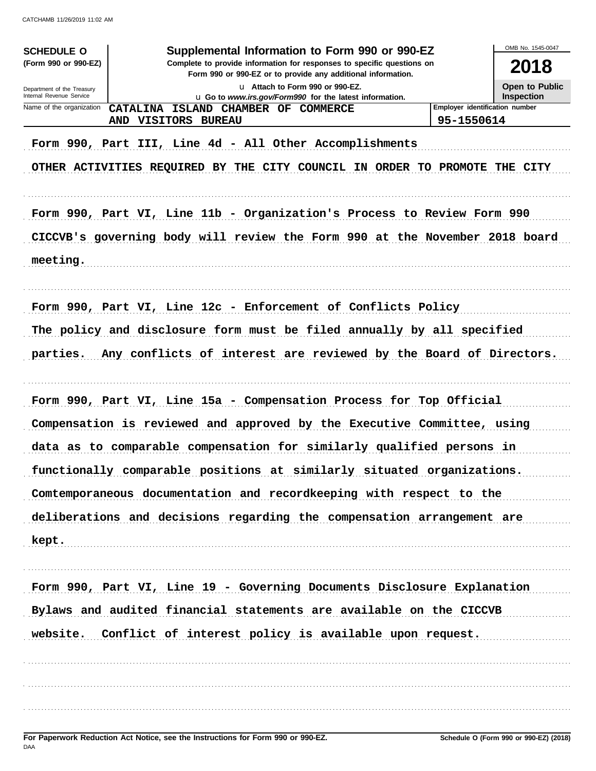**SCHEDULE O**
**(Form 990 or 990-EZ)**

Department of the Treasury
Internal Revenue Service

# Supplemental Information to Form 990 or 990-EZ

**Complete to provide information for responses to specific questions on Form 990 or 990-EZ or to provide any additional information.**

u Attach to Form 990 or 990-EZ.
u Go to *www.irs.gov/Form990* for the latest information.

OMB No. 1545-0047

**2018**

**Open to Public Inspection**

| Name of the organization | Employer identification number |
|---|---|
| CATALINA ISLAND CHAMBER OF COMMERCE AND VISITORS BUREAU | 95-1550614 |

Form 990, Part III, Line 4d - All Other Accomplishments

OTHER ACTIVITIES REQUIRED BY THE CITY COUNCIL IN ORDER TO PROMOTE THE CITY

Form 990, Part VI, Line 11b - Organization's Process to Review Form 990

CICCVB's governing body will review the Form 990 at the November 2018 board meeting.

Form 990, Part VI, Line 12c - Enforcement of Conflicts Policy

The policy and disclosure form must be filed annually by all specified parties. Any conflicts of interest are reviewed by the Board of Directors.

Form 990, Part VI, Line 15a - Compensation Process for Top Official

Compensation is reviewed and approved by the Executive Committee, using data as to comparable compensation for similarly qualified persons in functionally comparable positions at similarly situated organizations. Comtemporaneous documentation and recordkeeping with respect to the deliberations and decisions regarding the compensation arrangement are kept.

Form 990, Part VI, Line 19 - Governing Documents Disclosure Explanation

Bylaws and audited financial statements are available on the CICCVB website. Conflict of interest policy is available upon request.

**For Paperwork Reduction Act Notice, see the Instructions for Form 990 or 990-EZ.**

DAA

**Schedule O (Form 990 or 990-EZ) (2018)**